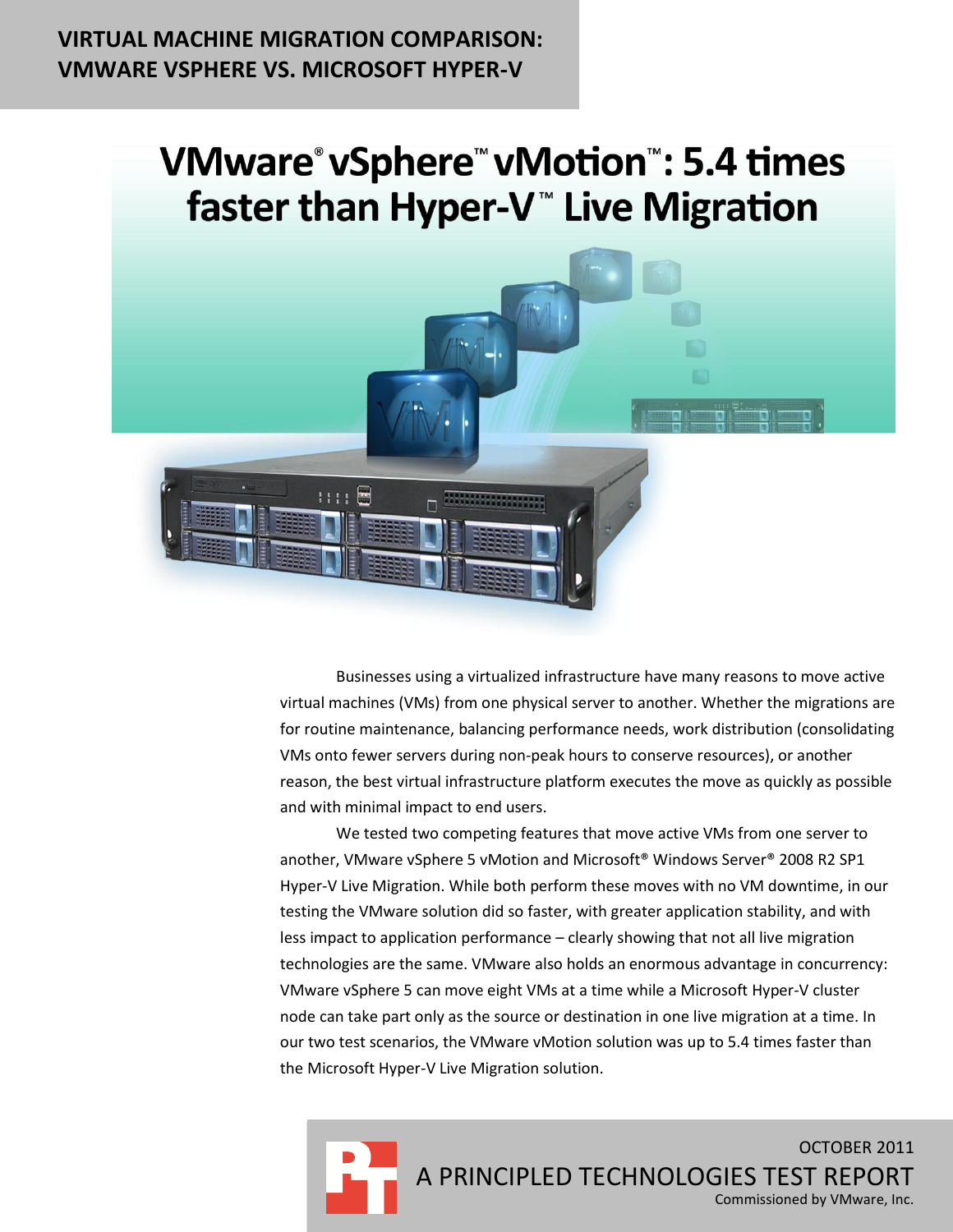**VIRTUAL MACHINE MIGRATION COMPARISON: VMWARE VSPHERE VS. MICROSOFT HYPER-V**

# VMware® vSphere™ vMotion™: 5.4 times faster than Hyper-V™ Live Migration

Businesses using a virtualized infrastructure have many reasons to move active virtual machines (VMs) from one physical server to another. Whether the migrations are for routine maintenance, balancing performance needs, work distribution (consolidating VMs onto fewer servers during non-peak hours to conserve resources), or another reason, the best virtual infrastructure platform executes the move as quickly as possible and with minimal impact to end users.

We tested two competing features that move active VMs from one server to another, VMware vSphere 5 vMotion and Microsoft® Windows Server® 2008 R2 SP1 Hyper-V Live Migration. While both perform these moves with no VM downtime, in our testing the VMware solution did so faster, with greater application stability, and with less impact to application performance – clearly showing that not all live migration technologies are the same. VMware also holds an enormous advantage in concurrency: VMware vSphere 5 can move eight VMs at a time while a Microsoft Hyper-V cluster node can take part only as the source or destination in one live migration at a time. In our two test scenarios, the VMware vMotion solution was up to 5.4 times faster than the Microsoft Hyper-V Live Migration solution.

OCTOBER 2011

A PRINCIPLED TECHNOLOGIES TEST REPORT

Commissioned by VMware, Inc.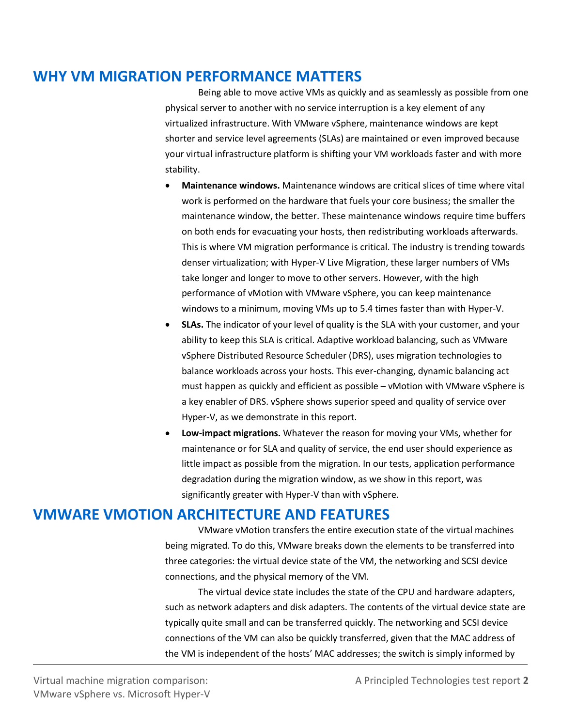## WHY VM MIGRATION PERFORMANCE MATTERS

Being able to move active VMs as quickly and as seamlessly as possible from one physical server to another with no service interruption is a key element of any virtualized infrastructure. With VMware vSphere, maintenance windows are kept shorter and service level agreements (SLAs) are maintained or even improved because your virtual infrastructure platform is shifting your VM workloads faster and with more stability.

- **Maintenance windows.** Maintenance windows are critical slices of time where vital work is performed on the hardware that fuels your core business; the smaller the maintenance window, the better. These maintenance windows require time buffers on both ends for evacuating your hosts, then redistributing workloads afterwards. This is where VM migration performance is critical. The industry is trending towards denser virtualization; with Hyper-V Live Migration, these larger numbers of VMs take longer and longer to move to other servers. However, with the high performance of vMotion with VMware vSphere, you can keep maintenance windows to a minimum, moving VMs up to 5.4 times faster than with Hyper-V.
- **SLAs.** The indicator of your level of quality is the SLA with your customer, and your ability to keep this SLA is critical. Adaptive workload balancing, such as VMware vSphere Distributed Resource Scheduler (DRS), uses migration technologies to balance workloads across your hosts. This ever-changing, dynamic balancing act must happen as quickly and efficient as possible – vMotion with VMware vSphere is a key enabler of DRS. vSphere shows superior speed and quality of service over Hyper-V, as we demonstrate in this report.
- **Low-impact migrations.** Whatever the reason for moving your VMs, whether for maintenance or for SLA and quality of service, the end user should experience as little impact as possible from the migration. In our tests, application performance degradation during the migration window, as we show in this report, was significantly greater with Hyper-V than with vSphere.

## VMWARE VMOTION ARCHITECTURE AND FEATURES

VMware vMotion transfers the entire execution state of the virtual machines being migrated. To do this, VMware breaks down the elements to be transferred into three categories: the virtual device state of the VM, the networking and SCSI device connections, and the physical memory of the VM.

The virtual device state includes the state of the CPU and hardware adapters, such as network adapters and disk adapters. The contents of the virtual device state are typically quite small and can be transferred quickly. The networking and SCSI device connections of the VM can also be quickly transferred, given that the MAC address of the VM is independent of the hosts' MAC addresses; the switch is simply informed by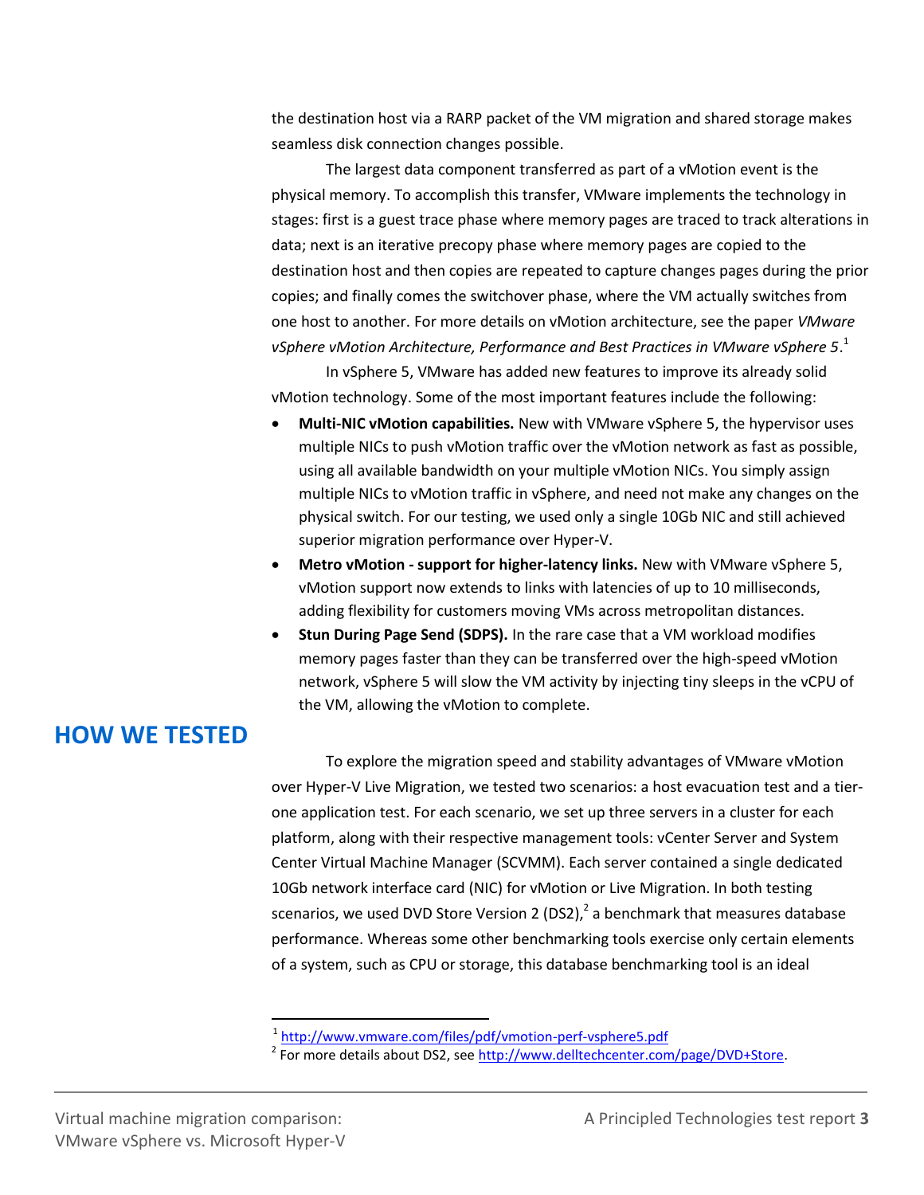the destination host via a RARP packet of the VM migration and shared storage makes seamless disk connection changes possible.

The largest data component transferred as part of a vMotion event is the physical memory. To accomplish this transfer, VMware implements the technology in stages: first is a guest trace phase where memory pages are traced to track alterations in data; next is an iterative precopy phase where memory pages are copied to the destination host and then copies are repeated to capture changes pages during the prior copies; and finally comes the switchover phase, where the VM actually switches from one host to another. For more details on vMotion architecture, see the paper *VMware vSphere vMotion Architecture, Performance and Best Practices in VMware vSphere 5*.[1]

In vSphere 5, VMware has added new features to improve its already solid vMotion technology. Some of the most important features include the following:

- **Multi-NIC vMotion capabilities.** New with VMware vSphere 5, the hypervisor uses multiple NICs to push vMotion traffic over the vMotion network as fast as possible, using all available bandwidth on your multiple vMotion NICs. You simply assign multiple NICs to vMotion traffic in vSphere, and need not make any changes on the physical switch. For our testing, we used only a single 10Gb NIC and still achieved superior migration performance over Hyper-V.
- **Metro vMotion - support for higher-latency links.** New with VMware vSphere 5, vMotion support now extends to links with latencies of up to 10 milliseconds, adding flexibility for customers moving VMs across metropolitan distances.
- **Stun During Page Send (SDPS).** In the rare case that a VM workload modifies memory pages faster than they can be transferred over the high-speed vMotion network, vSphere 5 will slow the VM activity by injecting tiny sleeps in the vCPU of the VM, allowing the vMotion to complete.

## HOW WE TESTED

To explore the migration speed and stability advantages of VMware vMotion over Hyper-V Live Migration, we tested two scenarios: a host evacuation test and a tier-one application test. For each scenario, we set up three servers in a cluster for each platform, along with their respective management tools: vCenter Server and System Center Virtual Machine Manager (SCVMM). Each server contained a single dedicated 10Gb network interface card (NIC) for vMotion or Live Migration. In both testing scenarios, we used DVD Store Version 2 (DS2),[2] a benchmark that measures database performance. Whereas some other benchmarking tools exercise only certain elements of a system, such as CPU or storage, this database benchmarking tool is an ideal

---

[1] http://www.vmware.com/files/pdf/vmotion-perf-vsphere5.pdf

[2] For more details about DS2, see http://www.delltechcenter.com/page/DVD+Store.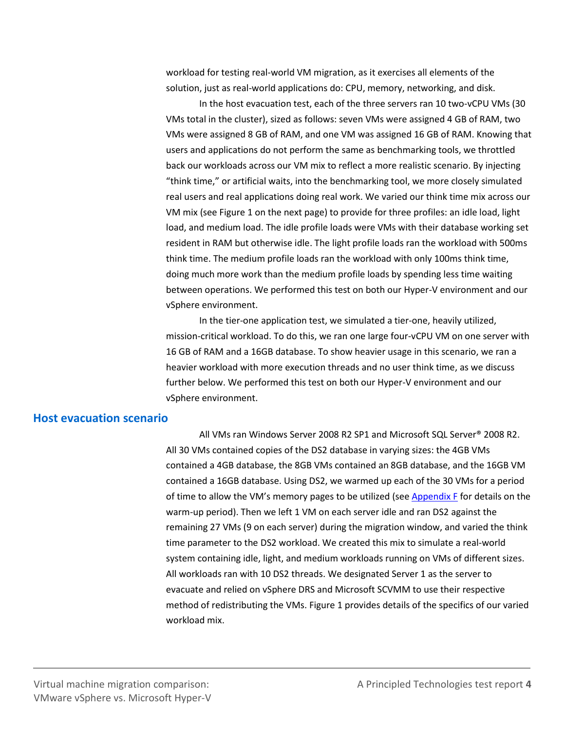workload for testing real-world VM migration, as it exercises all elements of the solution, just as real-world applications do: CPU, memory, networking, and disk.

In the host evacuation test, each of the three servers ran 10 two-vCPU VMs (30 VMs total in the cluster), sized as follows: seven VMs were assigned 4 GB of RAM, two VMs were assigned 8 GB of RAM, and one VM was assigned 16 GB of RAM. Knowing that users and applications do not perform the same as benchmarking tools, we throttled back our workloads across our VM mix to reflect a more realistic scenario. By injecting "think time," or artificial waits, into the benchmarking tool, we more closely simulated real users and real applications doing real work. We varied our think time mix across our VM mix (see Figure 1 on the next page) to provide for three profiles: an idle load, light load, and medium load. The idle profile loads were VMs with their database working set resident in RAM but otherwise idle. The light profile loads ran the workload with 500ms think time. The medium profile loads ran the workload with only 100ms think time, doing much more work than the medium profile loads by spending less time waiting between operations. We performed this test on both our Hyper-V environment and our vSphere environment.

In the tier-one application test, we simulated a tier-one, heavily utilized, mission-critical workload. To do this, we ran one large four-vCPU VM on one server with 16 GB of RAM and a 16GB database. To show heavier usage in this scenario, we ran a heavier workload with more execution threads and no user think time, as we discuss further below. We performed this test on both our Hyper-V environment and our vSphere environment.

## Host evacuation scenario

All VMs ran Windows Server 2008 R2 SP1 and Microsoft SQL Server® 2008 R2. All 30 VMs contained copies of the DS2 database in varying sizes: the 4GB VMs contained a 4GB database, the 8GB VMs contained an 8GB database, and the 16GB VM contained a 16GB database. Using DS2, we warmed up each of the 30 VMs for a period of time to allow the VM's memory pages to be utilized (see Appendix F for details on the warm-up period). Then we left 1 VM on each server idle and ran DS2 against the remaining 27 VMs (9 on each server) during the migration window, and varied the think time parameter to the DS2 workload. We created this mix to simulate a real-world system containing idle, light, and medium workloads running on VMs of different sizes. All workloads ran with 10 DS2 threads. We designated Server 1 as the server to evacuate and relied on vSphere DRS and Microsoft SCVMM to use their respective method of redistributing the VMs. Figure 1 provides details of the specifics of our varied workload mix.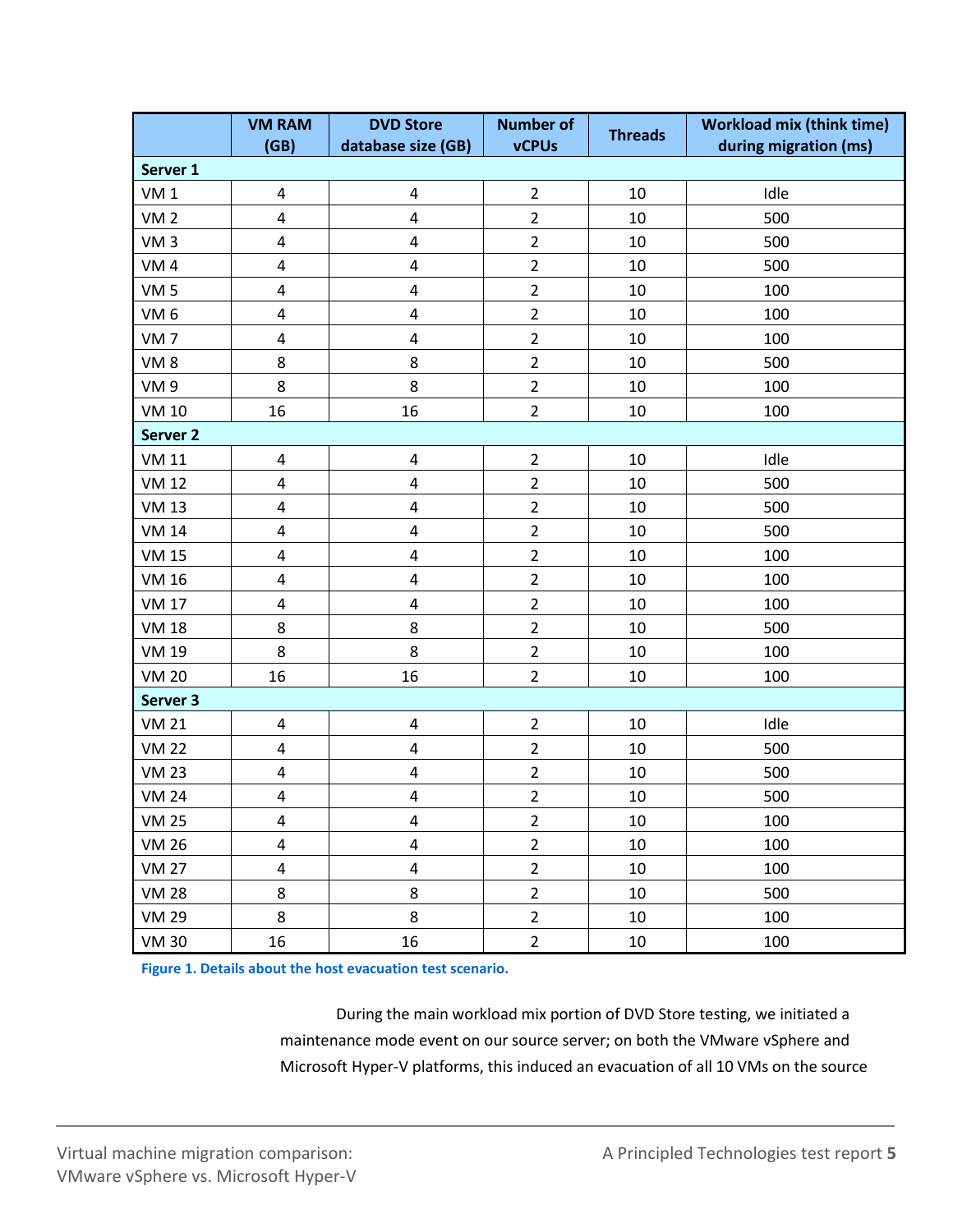| | VM RAM (GB) | DVD Store database size (GB) | Number of vCPUs | Threads | Workload mix (think time) during migration (ms) |
|---|---|---|---|---|---|
| **Server 1** | | | | | |
| VM 1 | 4 | 4 | 2 | 10 | Idle |
| VM 2 | 4 | 4 | 2 | 10 | 500 |
| VM 3 | 4 | 4 | 2 | 10 | 500 |
| VM 4 | 4 | 4 | 2 | 10 | 500 |
| VM 5 | 4 | 4 | 2 | 10 | 100 |
| VM 6 | 4 | 4 | 2 | 10 | 100 |
| VM 7 | 4 | 4 | 2 | 10 | 100 |
| VM 8 | 8 | 8 | 2 | 10 | 500 |
| VM 9 | 8 | 8 | 2 | 10 | 100 |
| VM 10 | 16 | 16 | 2 | 10 | 100 |
| **Server 2** | | | | | |
| VM 11 | 4 | 4 | 2 | 10 | Idle |
| VM 12 | 4 | 4 | 2 | 10 | 500 |
| VM 13 | 4 | 4 | 2 | 10 | 500 |
| VM 14 | 4 | 4 | 2 | 10 | 500 |
| VM 15 | 4 | 4 | 2 | 10 | 100 |
| VM 16 | 4 | 4 | 2 | 10 | 100 |
| VM 17 | 4 | 4 | 2 | 10 | 100 |
| VM 18 | 8 | 8 | 2 | 10 | 500 |
| VM 19 | 8 | 8 | 2 | 10 | 100 |
| VM 20 | 16 | 16 | 2 | 10 | 100 |
| **Server 3** | | | | | |
| VM 21 | 4 | 4 | 2 | 10 | Idle |
| VM 22 | 4 | 4 | 2 | 10 | 500 |
| VM 23 | 4 | 4 | 2 | 10 | 500 |
| VM 24 | 4 | 4 | 2 | 10 | 500 |
| VM 25 | 4 | 4 | 2 | 10 | 100 |
| VM 26 | 4 | 4 | 2 | 10 | 100 |
| VM 27 | 4 | 4 | 2 | 10 | 100 |
| VM 28 | 8 | 8 | 2 | 10 | 500 |
| VM 29 | 8 | 8 | 2 | 10 | 100 |
| VM 30 | 16 | 16 | 2 | 10 | 100 |

**Figure 1. Details about the host evacuation test scenario.**

During the main workload mix portion of DVD Store testing, we initiated a maintenance mode event on our source server; on both the VMware vSphere and Microsoft Hyper-V platforms, this induced an evacuation of all 10 VMs on the source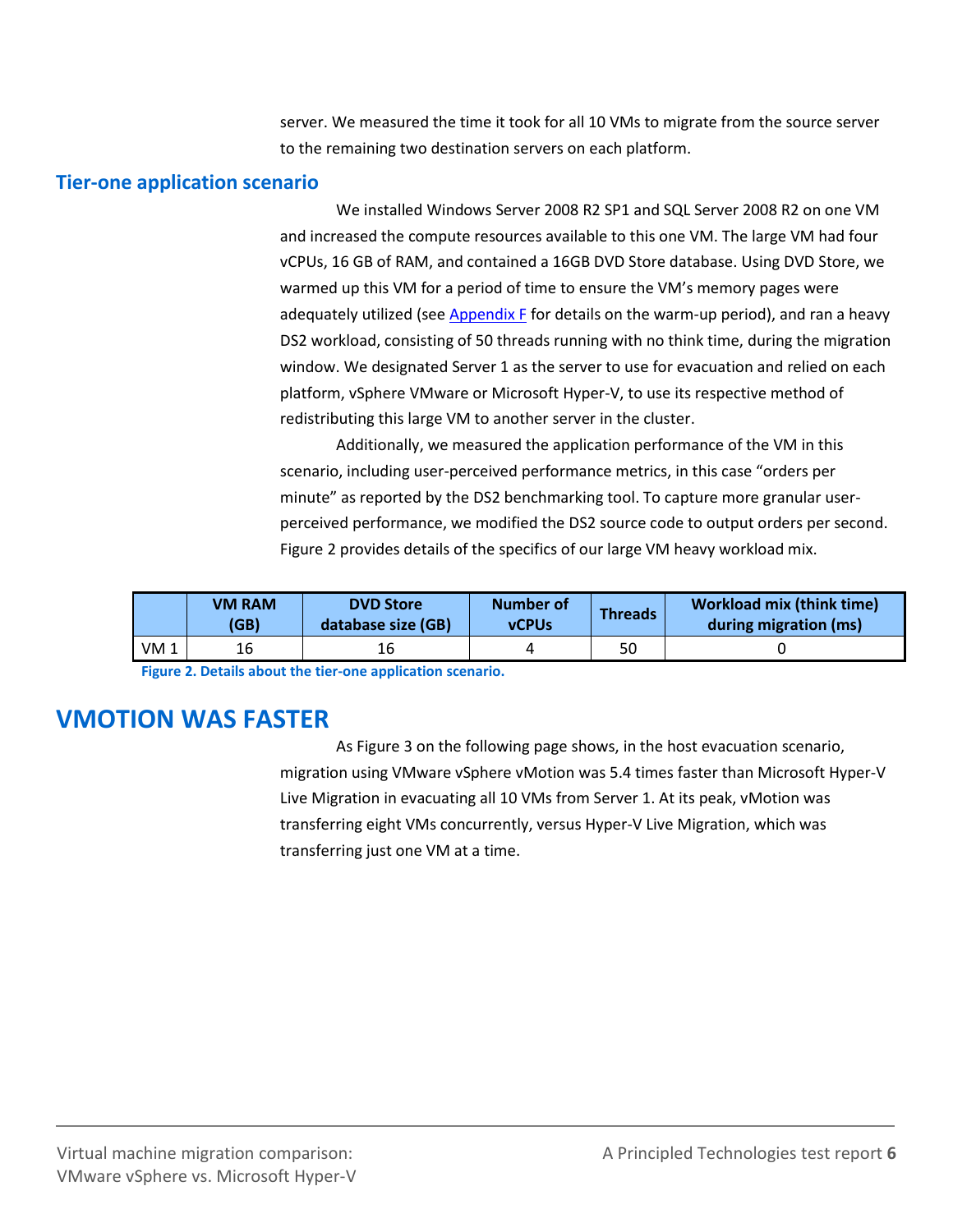server. We measured the time it took for all 10 VMs to migrate from the source server to the remaining two destination servers on each platform.

### Tier-one application scenario

We installed Windows Server 2008 R2 SP1 and SQL Server 2008 R2 on one VM and increased the compute resources available to this one VM. The large VM had four vCPUs, 16 GB of RAM, and contained a 16GB DVD Store database. Using DVD Store, we warmed up this VM for a period of time to ensure the VM's memory pages were adequately utilized (see Appendix F for details on the warm-up period), and ran a heavy DS2 workload, consisting of 50 threads running with no think time, during the migration window. We designated Server 1 as the server to use for evacuation and relied on each platform, vSphere VMware or Microsoft Hyper-V, to use its respective method of redistributing this large VM to another server in the cluster.

Additionally, we measured the application performance of the VM in this scenario, including user-perceived performance metrics, in this case "orders per minute" as reported by the DS2 benchmarking tool. To capture more granular user-perceived performance, we modified the DS2 source code to output orders per second. Figure 2 provides details of the specifics of our large VM heavy workload mix.

| | VM RAM (GB) | DVD Store database size (GB) | Number of vCPUs | Threads | Workload mix (think time) during migration (ms) |
|---|---|---|---|---|---|
| VM 1 | 16 | 16 | 4 | 50 | 0 |

**Figure 2. Details about the tier-one application scenario.**

## VMOTION WAS FASTER

As Figure 3 on the following page shows, in the host evacuation scenario, migration using VMware vSphere vMotion was 5.4 times faster than Microsoft Hyper-V Live Migration in evacuating all 10 VMs from Server 1. At its peak, vMotion was transferring eight VMs concurrently, versus Hyper-V Live Migration, which was transferring just one VM at a time.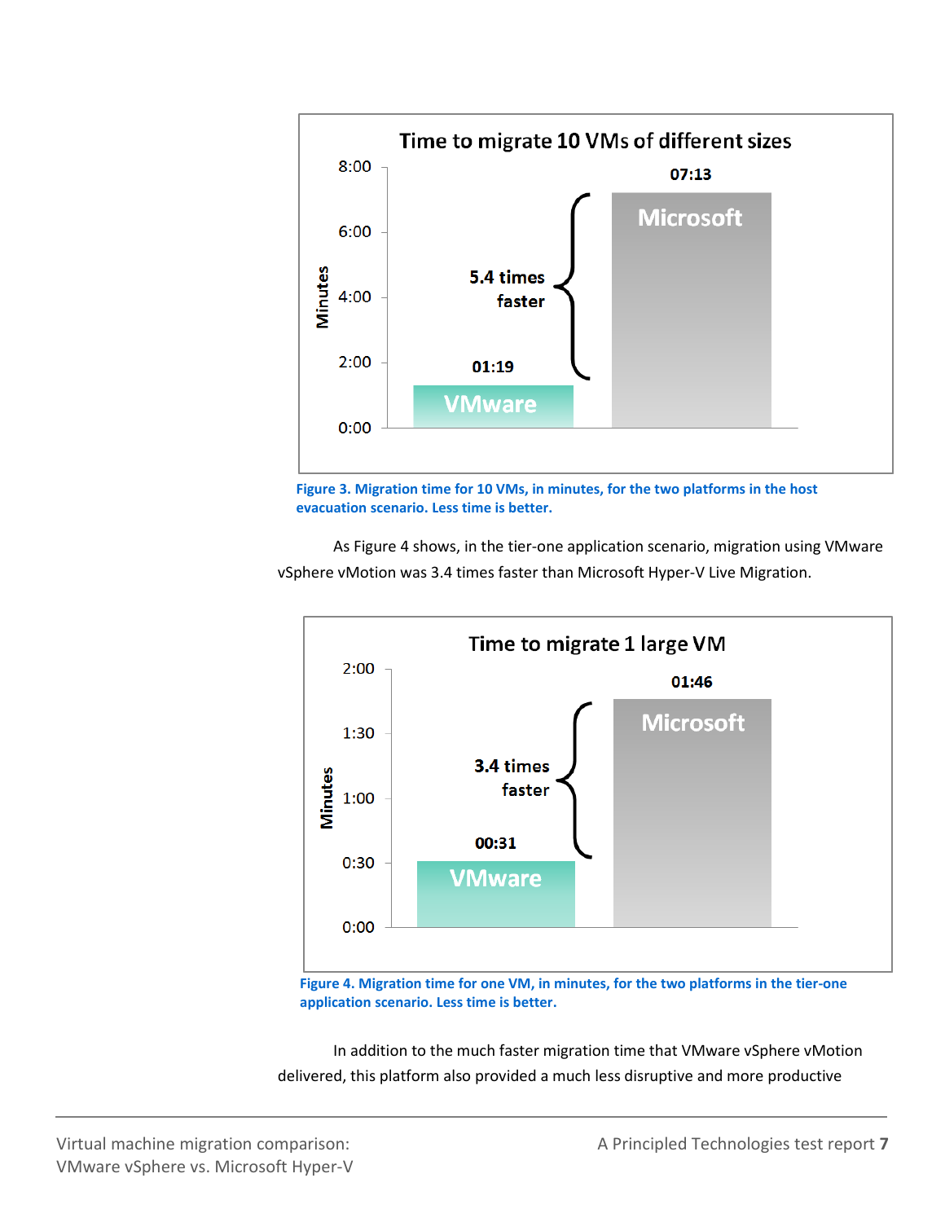Time to migrate 10 VMs of different sizes

| Platform | Minutes |
| --- | --- |
| VMware | 01:19 |
| Microsoft | 07:13 |

5.4 times faster

**Figure 3. Migration time for 10 VMs, in minutes, for the two platforms in the host evacuation scenario. Less time is better.**

As Figure 4 shows, in the tier-one application scenario, migration using VMware vSphere vMotion was 3.4 times faster than Microsoft Hyper-V Live Migration.

Time to migrate 1 large VM

| Platform | Minutes |
| --- | --- |
| VMware | 00:31 |
| Microsoft | 01:46 |

3.4 times faster

**Figure 4. Migration time for one VM, in minutes, for the two platforms in the tier-one application scenario. Less time is better.**

In addition to the much faster migration time that VMware vSphere vMotion delivered, this platform also provided a much less disruptive and more productive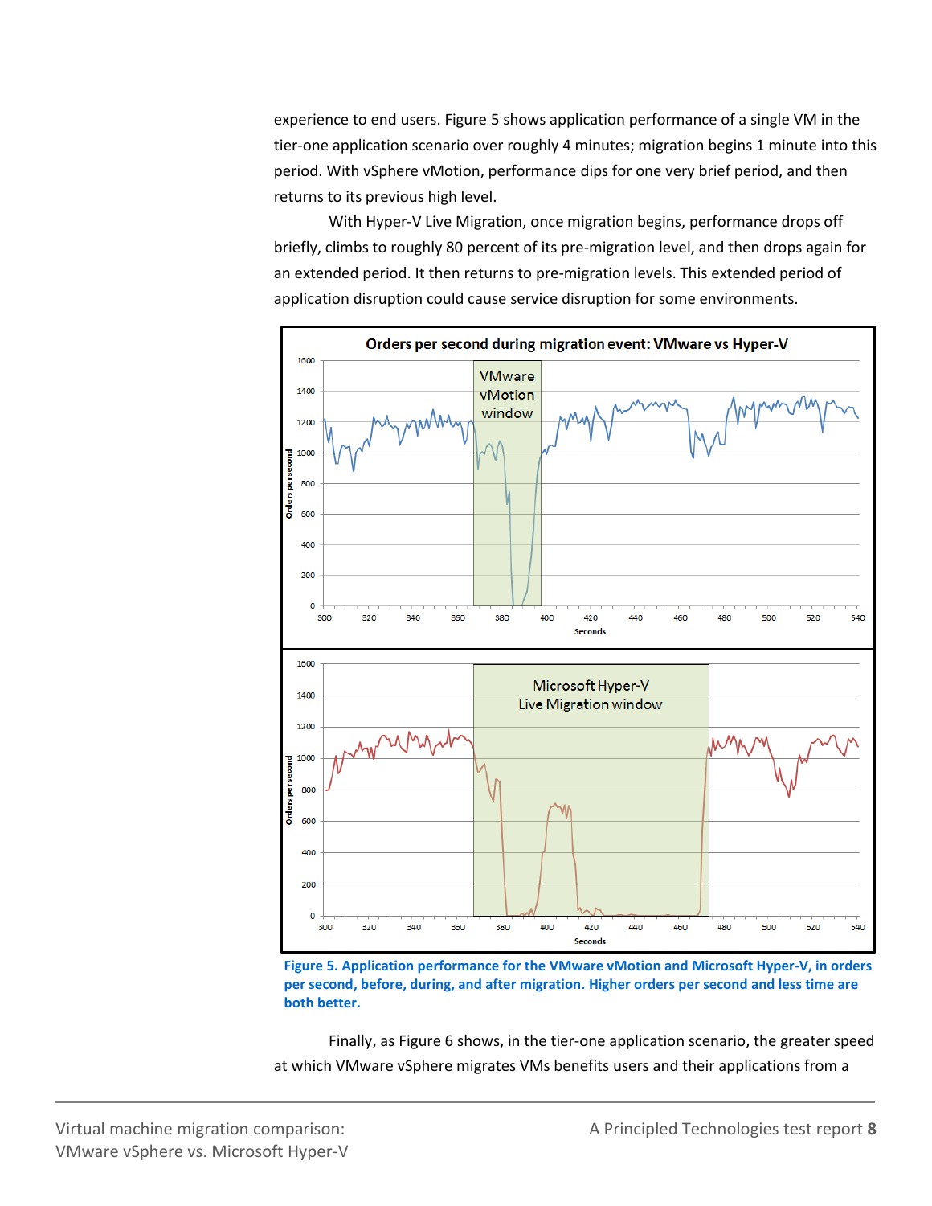experience to end users. Figure 5 shows application performance of a single VM in the tier-one application scenario over roughly 4 minutes; migration begins 1 minute into this period. With vSphere vMotion, performance dips for one very brief period, and then returns to its previous high level.

With Hyper-V Live Migration, once migration begins, performance drops off briefly, climbs to roughly 80 percent of its pre-migration level, and then drops again for an extended period. It then returns to pre-migration levels. This extended period of application disruption could cause service disruption for some environments.

**Figure 5. Application performance for the VMware vMotion and Microsoft Hyper-V, in orders per second, before, during, and after migration. Higher orders per second and less time are both better.**

Finally, as Figure 6 shows, in the tier-one application scenario, the greater speed at which VMware vSphere migrates VMs benefits users and their applications from a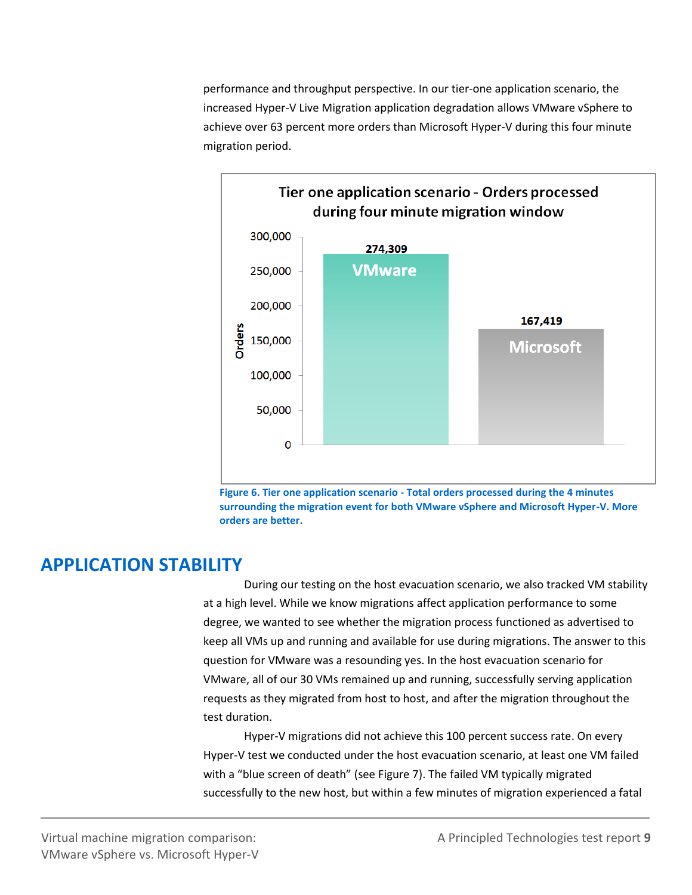performance and throughput perspective. In our tier-one application scenario, the increased Hyper-V Live Migration application degradation allows VMware vSphere to achieve over 63 percent more orders than Microsoft Hyper-V during this four minute migration period.

**Tier one application scenario - Orders processed during four minute migration window**

| | Orders |
|---|---|
| VMware | 274,309 |
| Microsoft | 167,419 |

**Figure 6. Tier one application scenario - Total orders processed during the 4 minutes surrounding the migration event for both VMware vSphere and Microsoft Hyper-V. More orders are better.**

## APPLICATION STABILITY

During our testing on the host evacuation scenario, we also tracked VM stability at a high level. While we know migrations affect application performance to some degree, we wanted to see whether the migration process functioned as advertised to keep all VMs up and running and available for use during migrations. The answer to this question for VMware was a resounding yes. In the host evacuation scenario for VMware, all of our 30 VMs remained up and running, successfully serving application requests as they migrated from host to host, and after the migration throughout the test duration.

Hyper-V migrations did not achieve this 100 percent success rate. On every Hyper-V test we conducted under the host evacuation scenario, at least one VM failed with a "blue screen of death" (see Figure 7). The failed VM typically migrated successfully to the new host, but within a few minutes of migration experienced a fatal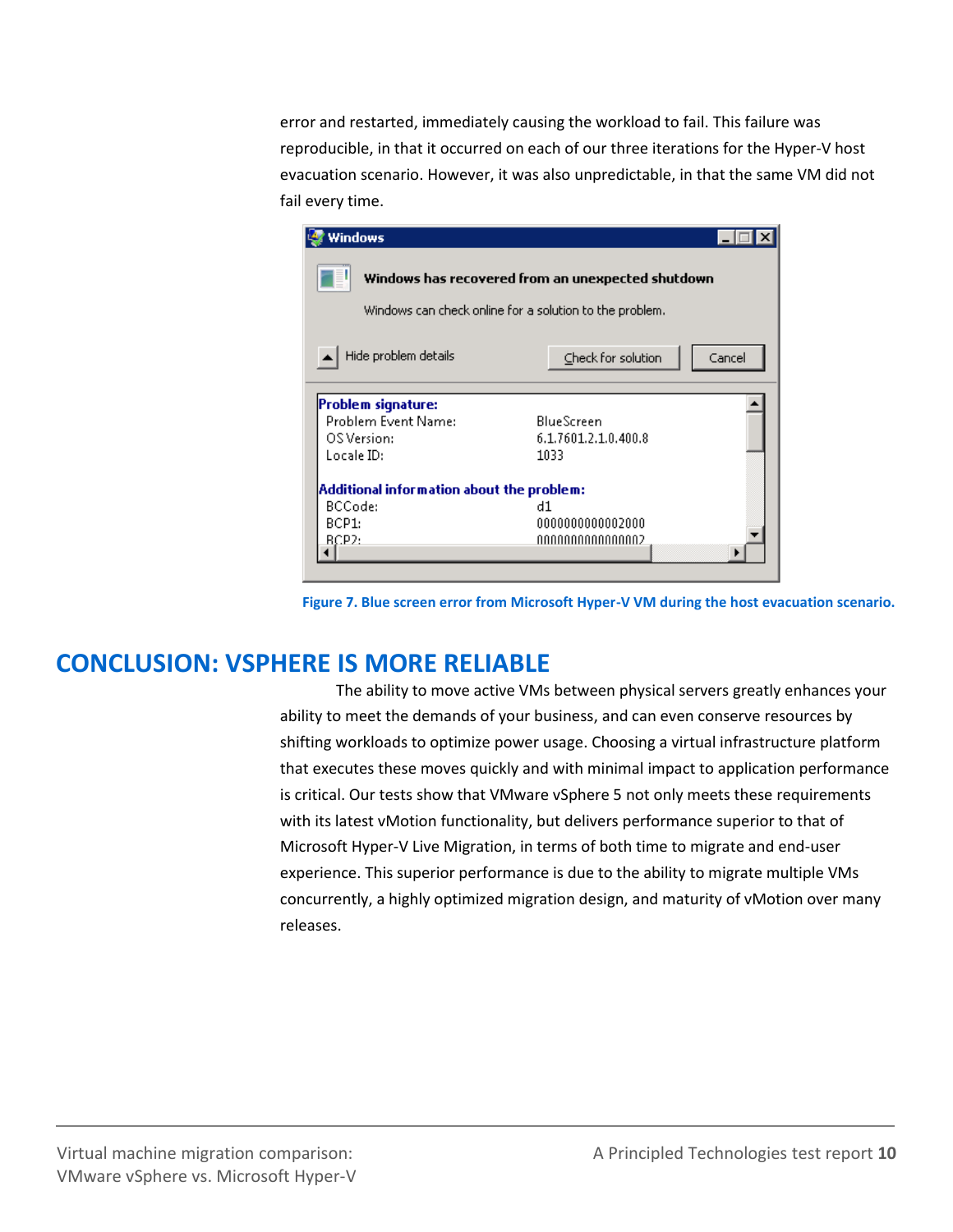error and restarted, immediately causing the workload to fail. This failure was reproducible, in that it occurred on each of our three iterations for the Hyper-V host evacuation scenario. However, it was also unpredictable, in that the same VM did not fail every time.

Figure 7. Blue screen error from Microsoft Hyper-V VM during the host evacuation scenario.

## CONCLUSION: VSPHERE IS MORE RELIABLE

The ability to move active VMs between physical servers greatly enhances your ability to meet the demands of your business, and can even conserve resources by shifting workloads to optimize power usage. Choosing a virtual infrastructure platform that executes these moves quickly and with minimal impact to application performance is critical. Our tests show that VMware vSphere 5 not only meets these requirements with its latest vMotion functionality, but delivers performance superior to that of Microsoft Hyper-V Live Migration, in terms of both time to migrate and end-user experience. This superior performance is due to the ability to migrate multiple VMs concurrently, a highly optimized migration design, and maturity of vMotion over many releases.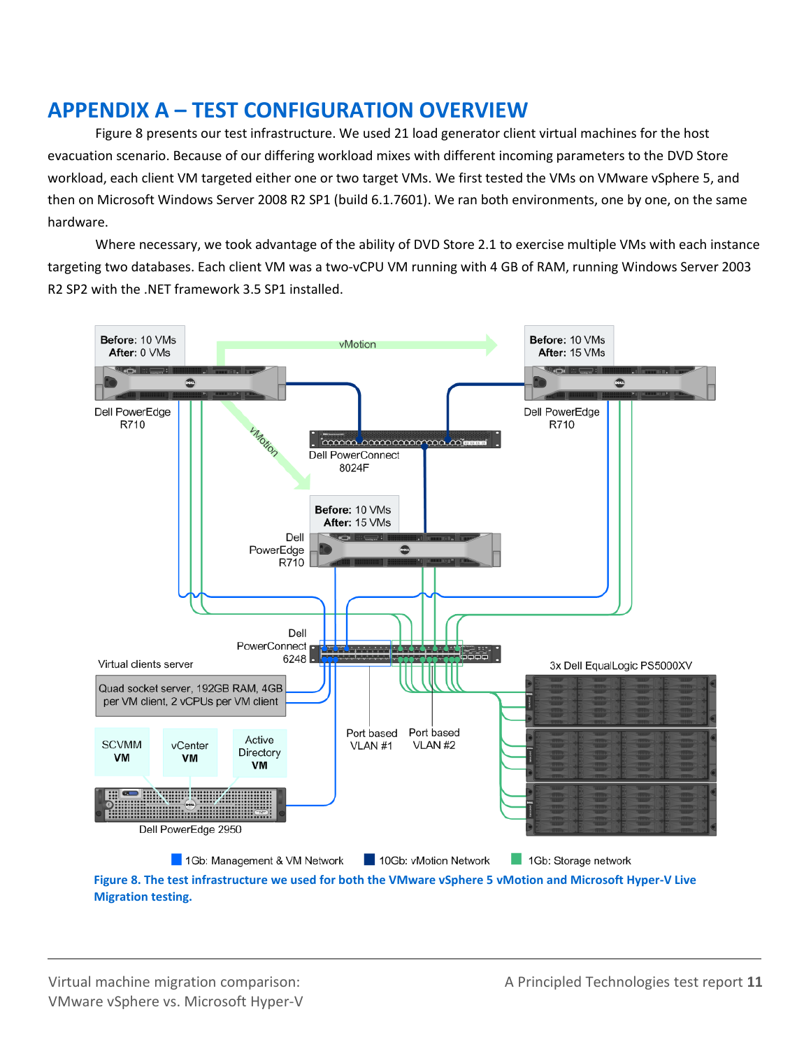## APPENDIX A – TEST CONFIGURATION OVERVIEW

Figure 8 presents our test infrastructure. We used 21 load generator client virtual machines for the host evacuation scenario. Because of our differing workload mixes with different incoming parameters to the DVD Store workload, each client VM targeted either one or two target VMs. We first tested the VMs on VMware vSphere 5, and then on Microsoft Windows Server 2008 R2 SP1 (build 6.1.7601). We ran both environments, one by one, on the same hardware.

Where necessary, we took advantage of the ability of DVD Store 2.1 to exercise multiple VMs with each instance targeting two databases. Each client VM was a two-vCPU VM running with 4 GB of RAM, running Windows Server 2003 R2 SP2 with the .NET framework 3.5 SP1 installed.

**Figure 8. The test infrastructure we used for both the VMware vSphere 5 vMotion and Microsoft Hyper-V Live Migration testing.**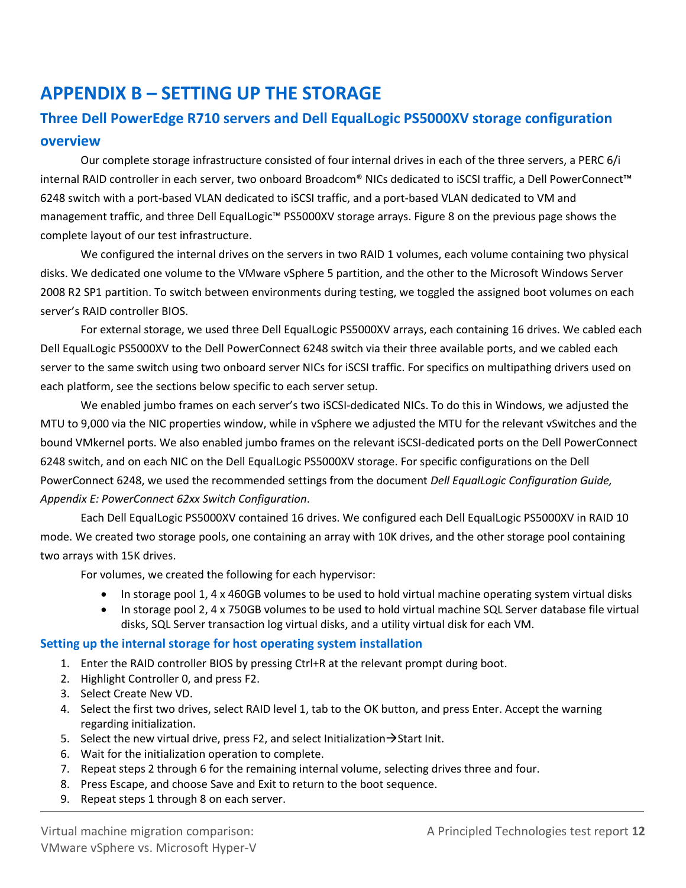# APPENDIX B – SETTING UP THE STORAGE

## Three Dell PowerEdge R710 servers and Dell EqualLogic PS5000XV storage configuration overview

Our complete storage infrastructure consisted of four internal drives in each of the three servers, a PERC 6/i internal RAID controller in each server, two onboard Broadcom® NICs dedicated to iSCSI traffic, a Dell PowerConnect™ 6248 switch with a port-based VLAN dedicated to iSCSI traffic, and a port-based VLAN dedicated to VM and management traffic, and three Dell EqualLogic™ PS5000XV storage arrays. Figure 8 on the previous page shows the complete layout of our test infrastructure.

We configured the internal drives on the servers in two RAID 1 volumes, each volume containing two physical disks. We dedicated one volume to the VMware vSphere 5 partition, and the other to the Microsoft Windows Server 2008 R2 SP1 partition. To switch between environments during testing, we toggled the assigned boot volumes on each server's RAID controller BIOS.

For external storage, we used three Dell EqualLogic PS5000XV arrays, each containing 16 drives. We cabled each Dell EqualLogic PS5000XV to the Dell PowerConnect 6248 switch via their three available ports, and we cabled each server to the same switch using two onboard server NICs for iSCSI traffic. For specifics on multipathing drivers used on each platform, see the sections below specific to each server setup.

We enabled jumbo frames on each server's two iSCSI-dedicated NICs. To do this in Windows, we adjusted the MTU to 9,000 via the NIC properties window, while in vSphere we adjusted the MTU for the relevant vSwitches and the bound VMkernel ports. We also enabled jumbo frames on the relevant iSCSI-dedicated ports on the Dell PowerConnect 6248 switch, and on each NIC on the Dell EqualLogic PS5000XV storage. For specific configurations on the Dell PowerConnect 6248, we used the recommended settings from the document *Dell EqualLogic Configuration Guide, Appendix E: PowerConnect 62xx Switch Configuration*.

Each Dell EqualLogic PS5000XV contained 16 drives. We configured each Dell EqualLogic PS5000XV in RAID 10 mode. We created two storage pools, one containing an array with 10K drives, and the other storage pool containing two arrays with 15K drives.

For volumes, we created the following for each hypervisor:

- In storage pool 1, 4 x 460GB volumes to be used to hold virtual machine operating system virtual disks
- In storage pool 2, 4 x 750GB volumes to be used to hold virtual machine SQL Server database file virtual disks, SQL Server transaction log virtual disks, and a utility virtual disk for each VM.

### Setting up the internal storage for host operating system installation

1. Enter the RAID controller BIOS by pressing Ctrl+R at the relevant prompt during boot.
2. Highlight Controller 0, and press F2.
3. Select Create New VD.
4. Select the first two drives, select RAID level 1, tab to the OK button, and press Enter. Accept the warning regarding initialization.
5. Select the new virtual drive, press F2, and select Initialization→Start Init.
6. Wait for the initialization operation to complete.
7. Repeat steps 2 through 6 for the remaining internal volume, selecting drives three and four.
8. Press Escape, and choose Save and Exit to return to the boot sequence.
9. Repeat steps 1 through 8 on each server.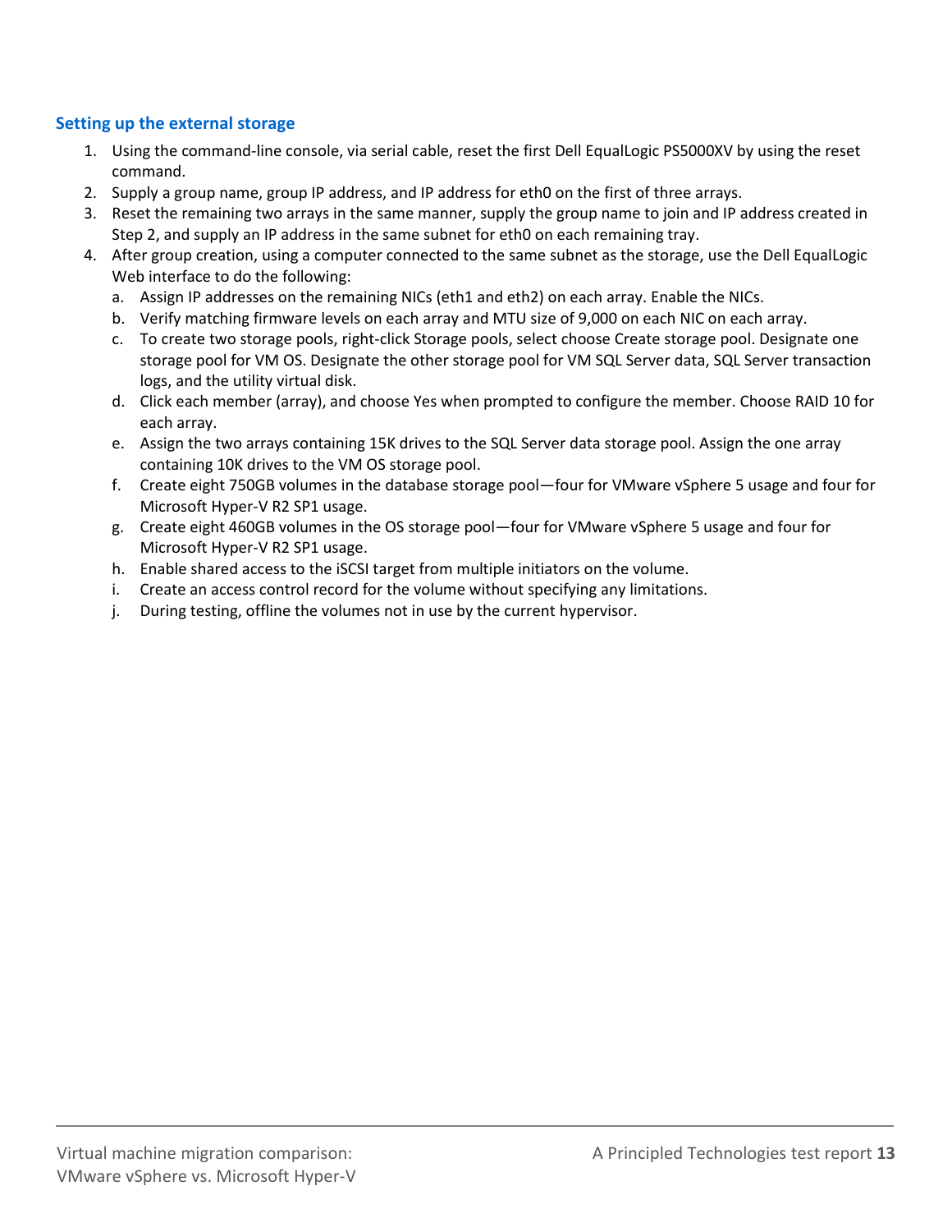### Setting up the external storage

1. Using the command-line console, via serial cable, reset the first Dell EqualLogic PS5000XV by using the reset command.
2. Supply a group name, group IP address, and IP address for eth0 on the first of three arrays.
3. Reset the remaining two arrays in the same manner, supply the group name to join and IP address created in Step 2, and supply an IP address in the same subnet for eth0 on each remaining tray.
4. After group creation, using a computer connected to the same subnet as the storage, use the Dell EqualLogic Web interface to do the following:
   a. Assign IP addresses on the remaining NICs (eth1 and eth2) on each array. Enable the NICs.
   b. Verify matching firmware levels on each array and MTU size of 9,000 on each NIC on each array.
   c. To create two storage pools, right-click Storage pools, select choose Create storage pool. Designate one storage pool for VM OS. Designate the other storage pool for VM SQL Server data, SQL Server transaction logs, and the utility virtual disk.
   d. Click each member (array), and choose Yes when prompted to configure the member. Choose RAID 10 for each array.
   e. Assign the two arrays containing 15K drives to the SQL Server data storage pool. Assign the one array containing 10K drives to the VM OS storage pool.
   f. Create eight 750GB volumes in the database storage pool—four for VMware vSphere 5 usage and four for Microsoft Hyper-V R2 SP1 usage.
   g. Create eight 460GB volumes in the OS storage pool—four for VMware vSphere 5 usage and four for Microsoft Hyper-V R2 SP1 usage.
   h. Enable shared access to the iSCSI target from multiple initiators on the volume.
   i. Create an access control record for the volume without specifying any limitations.
   j. During testing, offline the volumes not in use by the current hypervisor.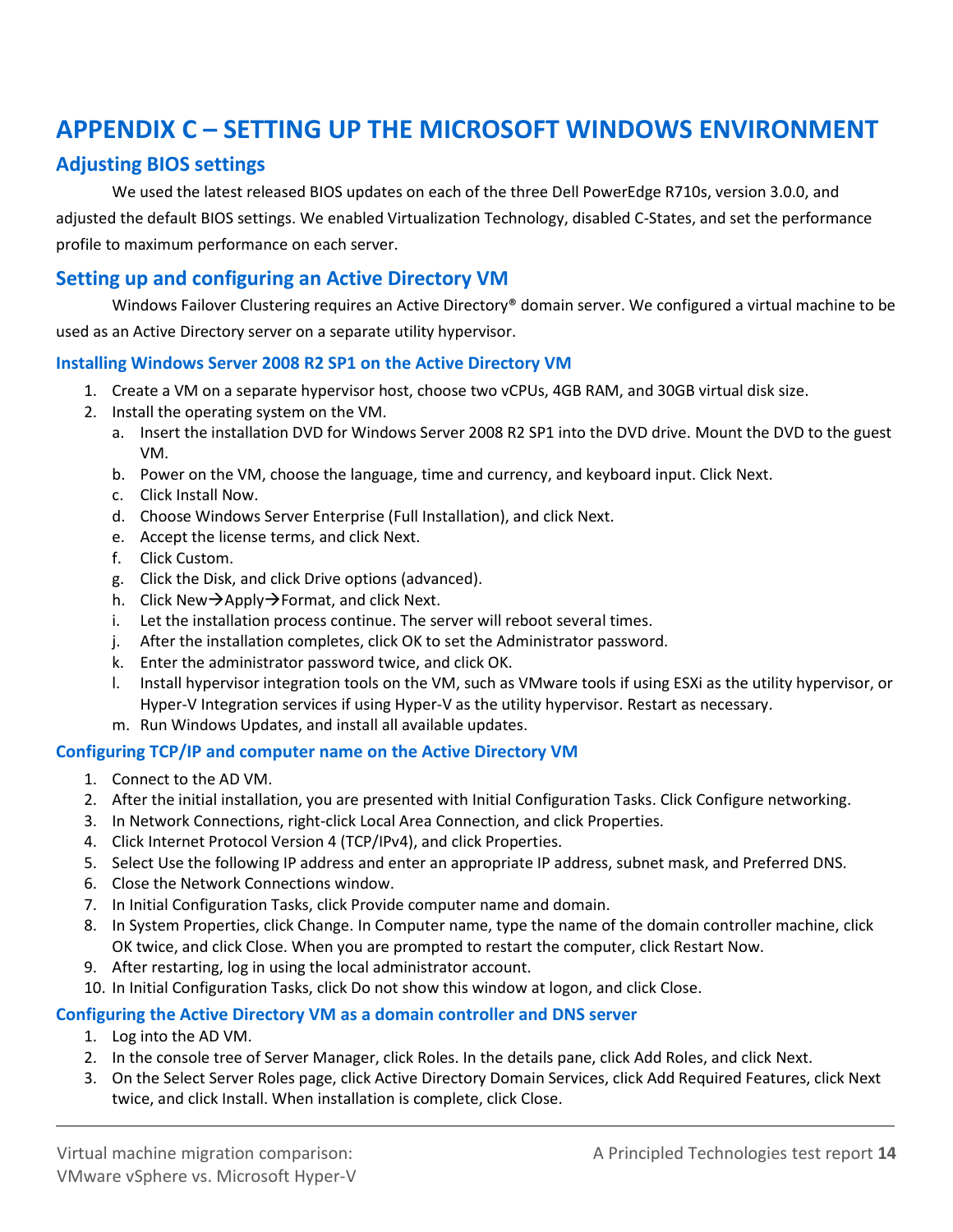# APPENDIX C – SETTING UP THE MICROSOFT WINDOWS ENVIRONMENT

## Adjusting BIOS settings

We used the latest released BIOS updates on each of the three Dell PowerEdge R710s, version 3.0.0, and adjusted the default BIOS settings. We enabled Virtualization Technology, disabled C-States, and set the performance profile to maximum performance on each server.

## Setting up and configuring an Active Directory VM

Windows Failover Clustering requires an Active Directory® domain server. We configured a virtual machine to be used as an Active Directory server on a separate utility hypervisor.

### Installing Windows Server 2008 R2 SP1 on the Active Directory VM

1. Create a VM on a separate hypervisor host, choose two vCPUs, 4GB RAM, and 30GB virtual disk size.
2. Install the operating system on the VM.
   a. Insert the installation DVD for Windows Server 2008 R2 SP1 into the DVD drive. Mount the DVD to the guest VM.
   b. Power on the VM, choose the language, time and currency, and keyboard input. Click Next.
   c. Click Install Now.
   d. Choose Windows Server Enterprise (Full Installation), and click Next.
   e. Accept the license terms, and click Next.
   f. Click Custom.
   g. Click the Disk, and click Drive options (advanced).
   h. Click New→Apply→Format, and click Next.
   i. Let the installation process continue. The server will reboot several times.
   j. After the installation completes, click OK to set the Administrator password.
   k. Enter the administrator password twice, and click OK.
   l. Install hypervisor integration tools on the VM, such as VMware tools if using ESXi as the utility hypervisor, or Hyper-V Integration services if using Hyper-V as the utility hypervisor. Restart as necessary.
   m. Run Windows Updates, and install all available updates.

### Configuring TCP/IP and computer name on the Active Directory VM

1. Connect to the AD VM.
2. After the initial installation, you are presented with Initial Configuration Tasks. Click Configure networking.
3. In Network Connections, right-click Local Area Connection, and click Properties.
4. Click Internet Protocol Version 4 (TCP/IPv4), and click Properties.
5. Select Use the following IP address and enter an appropriate IP address, subnet mask, and Preferred DNS.
6. Close the Network Connections window.
7. In Initial Configuration Tasks, click Provide computer name and domain.
8. In System Properties, click Change. In Computer name, type the name of the domain controller machine, click OK twice, and click Close. When you are prompted to restart the computer, click Restart Now.
9. After restarting, log in using the local administrator account.
10. In Initial Configuration Tasks, click Do not show this window at logon, and click Close.

### Configuring the Active Directory VM as a domain controller and DNS server

1. Log into the AD VM.
2. In the console tree of Server Manager, click Roles. In the details pane, click Add Roles, and click Next.
3. On the Select Server Roles page, click Active Directory Domain Services, click Add Required Features, click Next twice, and click Install. When installation is complete, click Close.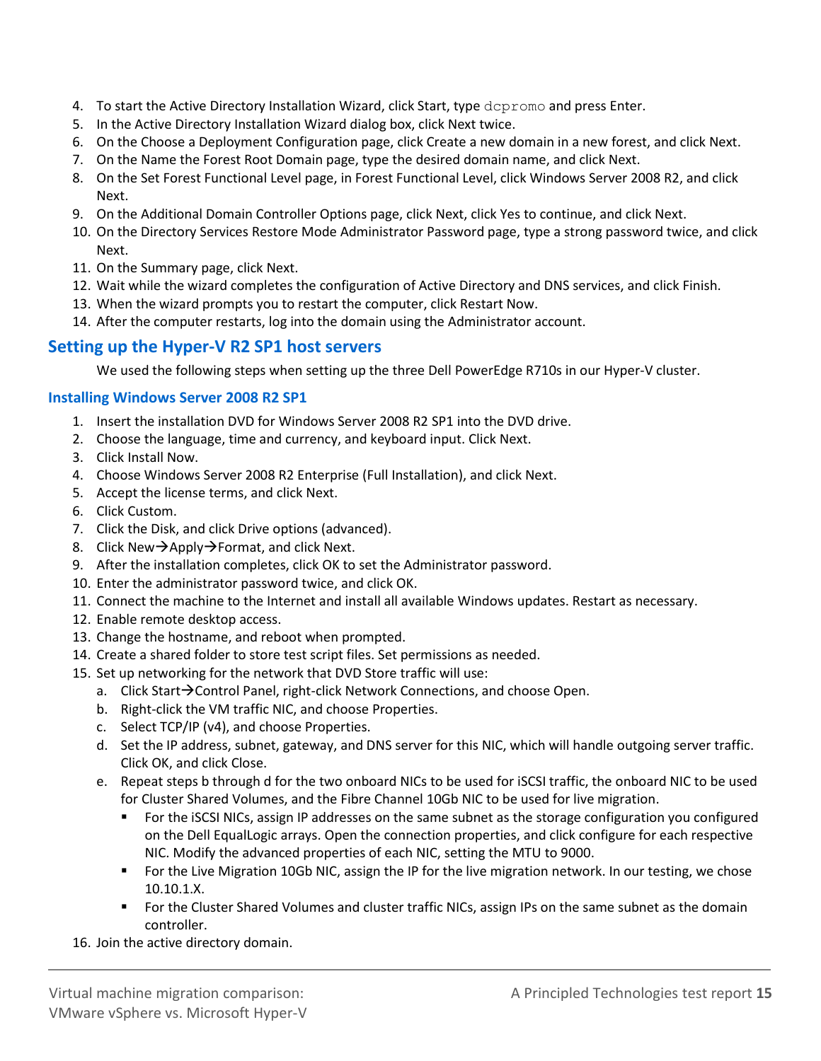4. To start the Active Directory Installation Wizard, click Start, type `dcpromo` and press Enter.
5. In the Active Directory Installation Wizard dialog box, click Next twice.
6. On the Choose a Deployment Configuration page, click Create a new domain in a new forest, and click Next.
7. On the Name the Forest Root Domain page, type the desired domain name, and click Next.
8. On the Set Forest Functional Level page, in Forest Functional Level, click Windows Server 2008 R2, and click Next.
9. On the Additional Domain Controller Options page, click Next, click Yes to continue, and click Next.
10. On the Directory Services Restore Mode Administrator Password page, type a strong password twice, and click Next.
11. On the Summary page, click Next.
12. Wait while the wizard completes the configuration of Active Directory and DNS services, and click Finish.
13. When the wizard prompts you to restart the computer, click Restart Now.
14. After the computer restarts, log into the domain using the Administrator account.

## Setting up the Hyper-V R2 SP1 host servers

We used the following steps when setting up the three Dell PowerEdge R710s in our Hyper-V cluster.

### Installing Windows Server 2008 R2 SP1

1. Insert the installation DVD for Windows Server 2008 R2 SP1 into the DVD drive.
2. Choose the language, time and currency, and keyboard input. Click Next.
3. Click Install Now.
4. Choose Windows Server 2008 R2 Enterprise (Full Installation), and click Next.
5. Accept the license terms, and click Next.
6. Click Custom.
7. Click the Disk, and click Drive options (advanced).
8. Click New→Apply→Format, and click Next.
9. After the installation completes, click OK to set the Administrator password.
10. Enter the administrator password twice, and click OK.
11. Connect the machine to the Internet and install all available Windows updates. Restart as necessary.
12. Enable remote desktop access.
13. Change the hostname, and reboot when prompted.
14. Create a shared folder to store test script files. Set permissions as needed.
15. Set up networking for the network that DVD Store traffic will use:
    a. Click Start→Control Panel, right-click Network Connections, and choose Open.
    b. Right-click the VM traffic NIC, and choose Properties.
    c. Select TCP/IP (v4), and choose Properties.
    d. Set the IP address, subnet, gateway, and DNS server for this NIC, which will handle outgoing server traffic. Click OK, and click Close.
    e. Repeat steps b through d for the two onboard NICs to be used for iSCSI traffic, the onboard NIC to be used for Cluster Shared Volumes, and the Fibre Channel 10Gb NIC to be used for live migration.
        - For the iSCSI NICs, assign IP addresses on the same subnet as the storage configuration you configured on the Dell EqualLogic arrays. Open the connection properties, and click configure for each respective NIC. Modify the advanced properties of each NIC, setting the MTU to 9000.
        - For the Live Migration 10Gb NIC, assign the IP for the live migration network. In our testing, we chose 10.10.1.X.
        - For the Cluster Shared Volumes and cluster traffic NICs, assign IPs on the same subnet as the domain controller.
16. Join the active directory domain.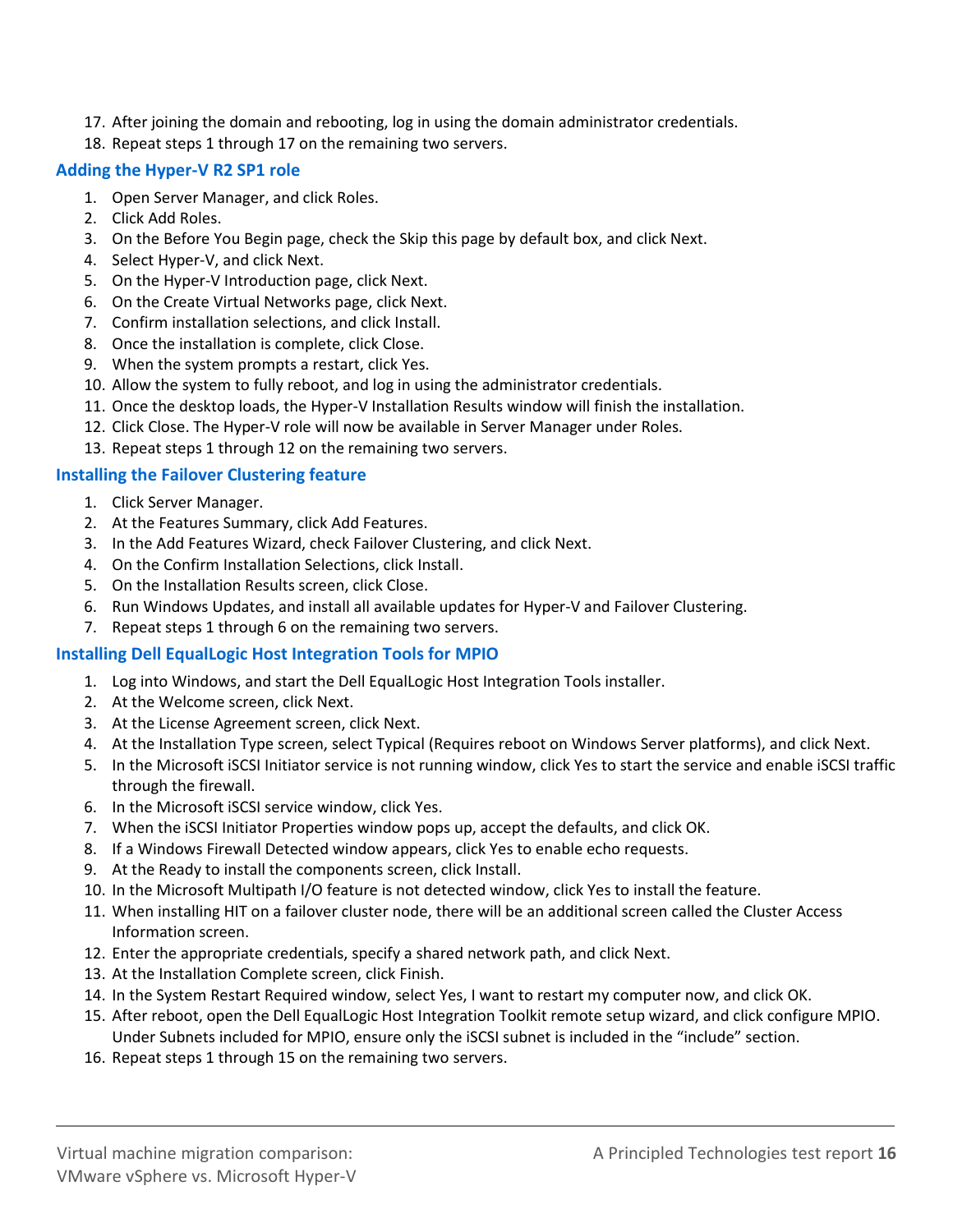17. After joining the domain and rebooting, log in using the domain administrator credentials.
18. Repeat steps 1 through 17 on the remaining two servers.

### Adding the Hyper-V R2 SP1 role

1. Open Server Manager, and click Roles.
2. Click Add Roles.
3. On the Before You Begin page, check the Skip this page by default box, and click Next.
4. Select Hyper-V, and click Next.
5. On the Hyper-V Introduction page, click Next.
6. On the Create Virtual Networks page, click Next.
7. Confirm installation selections, and click Install.
8. Once the installation is complete, click Close.
9. When the system prompts a restart, click Yes.
10. Allow the system to fully reboot, and log in using the administrator credentials.
11. Once the desktop loads, the Hyper-V Installation Results window will finish the installation.
12. Click Close. The Hyper-V role will now be available in Server Manager under Roles.
13. Repeat steps 1 through 12 on the remaining two servers.

### Installing the Failover Clustering feature

1. Click Server Manager.
2. At the Features Summary, click Add Features.
3. In the Add Features Wizard, check Failover Clustering, and click Next.
4. On the Confirm Installation Selections, click Install.
5. On the Installation Results screen, click Close.
6. Run Windows Updates, and install all available updates for Hyper-V and Failover Clustering.
7. Repeat steps 1 through 6 on the remaining two servers.

### Installing Dell EqualLogic Host Integration Tools for MPIO

1. Log into Windows, and start the Dell EqualLogic Host Integration Tools installer.
2. At the Welcome screen, click Next.
3. At the License Agreement screen, click Next.
4. At the Installation Type screen, select Typical (Requires reboot on Windows Server platforms), and click Next.
5. In the Microsoft iSCSI Initiator service is not running window, click Yes to start the service and enable iSCSI traffic through the firewall.
6. In the Microsoft iSCSI service window, click Yes.
7. When the iSCSI Initiator Properties window pops up, accept the defaults, and click OK.
8. If a Windows Firewall Detected window appears, click Yes to enable echo requests.
9. At the Ready to install the components screen, click Install.
10. In the Microsoft Multipath I/O feature is not detected window, click Yes to install the feature.
11. When installing HIT on a failover cluster node, there will be an additional screen called the Cluster Access Information screen.
12. Enter the appropriate credentials, specify a shared network path, and click Next.
13. At the Installation Complete screen, click Finish.
14. In the System Restart Required window, select Yes, I want to restart my computer now, and click OK.
15. After reboot, open the Dell EqualLogic Host Integration Toolkit remote setup wizard, and click configure MPIO. Under Subnets included for MPIO, ensure only the iSCSI subnet is included in the "include" section.
16. Repeat steps 1 through 15 on the remaining two servers.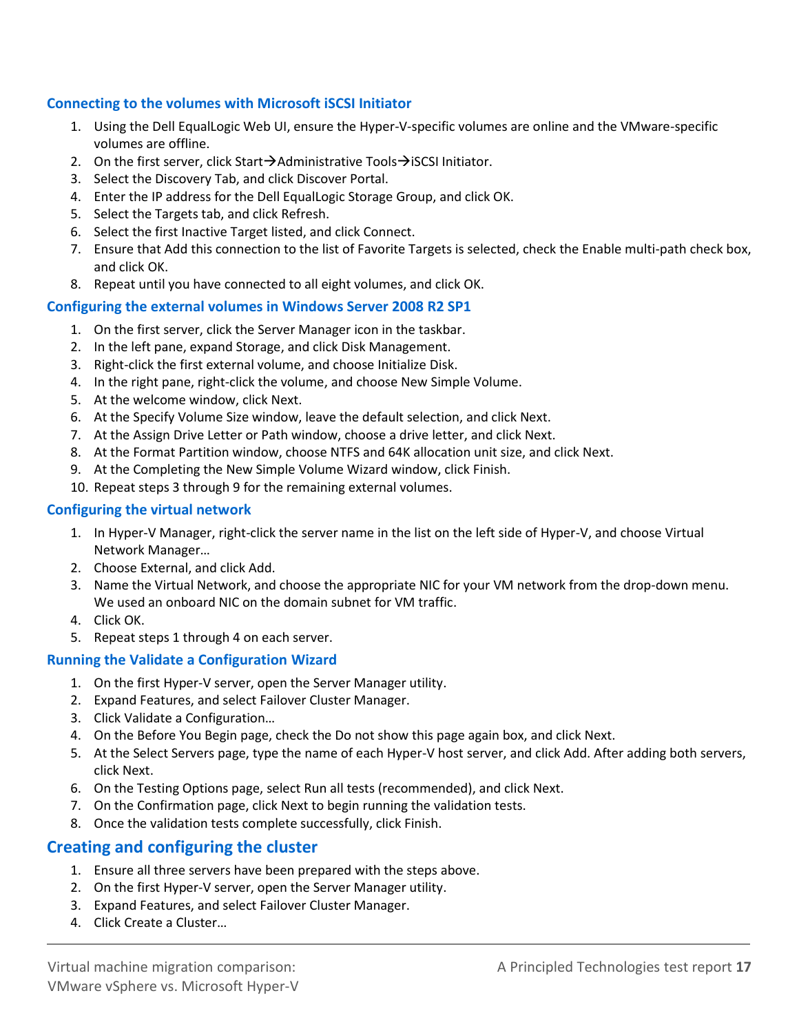### Connecting to the volumes with Microsoft iSCSI Initiator

1. Using the Dell EqualLogic Web UI, ensure the Hyper-V-specific volumes are online and the VMware-specific volumes are offline.
2. On the first server, click Start→Administrative Tools→iSCSI Initiator.
3. Select the Discovery Tab, and click Discover Portal.
4. Enter the IP address for the Dell EqualLogic Storage Group, and click OK.
5. Select the Targets tab, and click Refresh.
6. Select the first Inactive Target listed, and click Connect.
7. Ensure that Add this connection to the list of Favorite Targets is selected, check the Enable multi-path check box, and click OK.
8. Repeat until you have connected to all eight volumes, and click OK.

### Configuring the external volumes in Windows Server 2008 R2 SP1

1. On the first server, click the Server Manager icon in the taskbar.
2. In the left pane, expand Storage, and click Disk Management.
3. Right-click the first external volume, and choose Initialize Disk.
4. In the right pane, right-click the volume, and choose New Simple Volume.
5. At the welcome window, click Next.
6. At the Specify Volume Size window, leave the default selection, and click Next.
7. At the Assign Drive Letter or Path window, choose a drive letter, and click Next.
8. At the Format Partition window, choose NTFS and 64K allocation unit size, and click Next.
9. At the Completing the New Simple Volume Wizard window, click Finish.
10. Repeat steps 3 through 9 for the remaining external volumes.

### Configuring the virtual network

1. In Hyper-V Manager, right-click the server name in the list on the left side of Hyper-V, and choose Virtual Network Manager…
2. Choose External, and click Add.
3. Name the Virtual Network, and choose the appropriate NIC for your VM network from the drop-down menu. We used an onboard NIC on the domain subnet for VM traffic.
4. Click OK.
5. Repeat steps 1 through 4 on each server.

### Running the Validate a Configuration Wizard

1. On the first Hyper-V server, open the Server Manager utility.
2. Expand Features, and select Failover Cluster Manager.
3. Click Validate a Configuration…
4. On the Before You Begin page, check the Do not show this page again box, and click Next.
5. At the Select Servers page, type the name of each Hyper-V host server, and click Add. After adding both servers, click Next.
6. On the Testing Options page, select Run all tests (recommended), and click Next.
7. On the Confirmation page, click Next to begin running the validation tests.
8. Once the validation tests complete successfully, click Finish.

## Creating and configuring the cluster

1. Ensure all three servers have been prepared with the steps above.
2. On the first Hyper-V server, open the Server Manager utility.
3. Expand Features, and select Failover Cluster Manager.
4. Click Create a Cluster…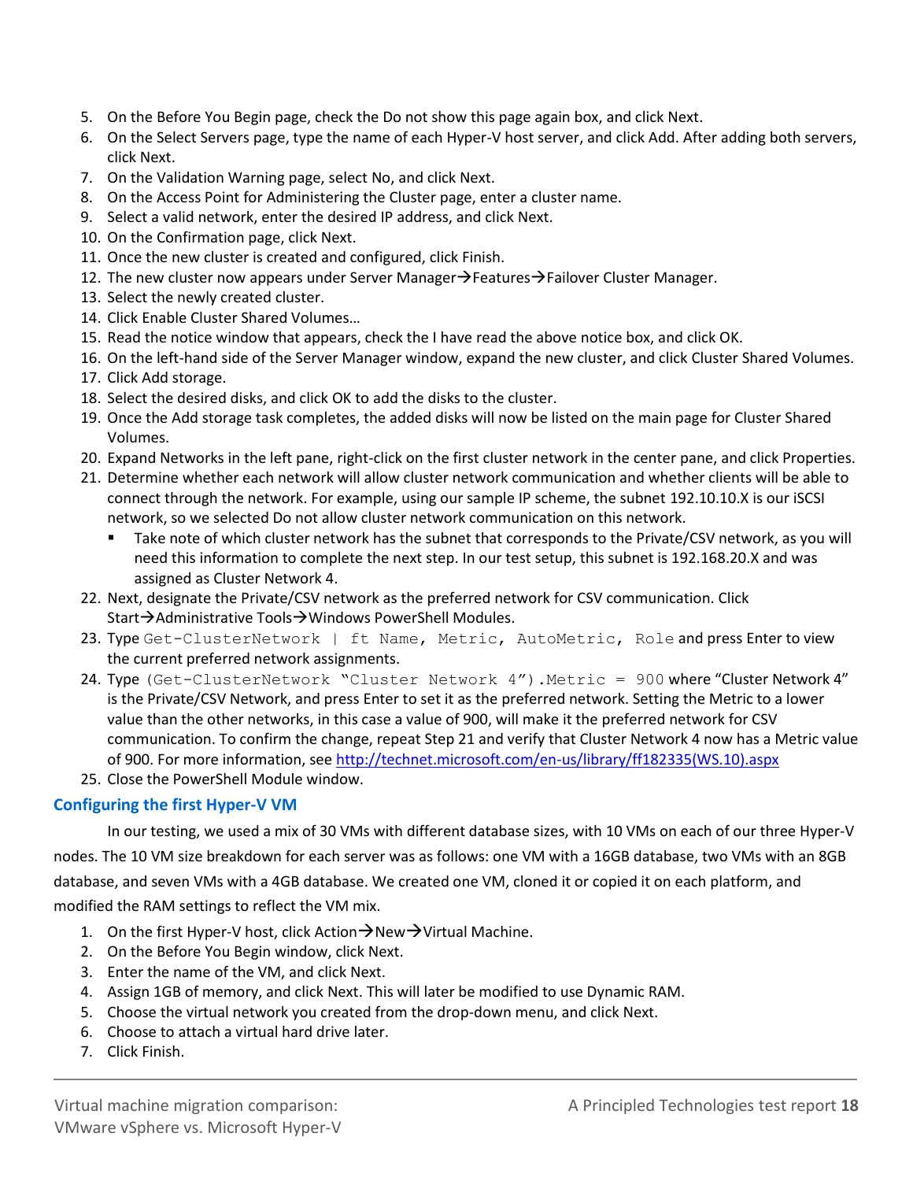5. On the Before You Begin page, check the Do not show this page again box, and click Next.
6. On the Select Servers page, type the name of each Hyper-V host server, and click Add. After adding both servers, click Next.
7. On the Validation Warning page, select No, and click Next.
8. On the Access Point for Administering the Cluster page, enter a cluster name.
9. Select a valid network, enter the desired IP address, and click Next.
10. On the Confirmation page, click Next.
11. Once the new cluster is created and configured, click Finish.
12. The new cluster now appears under Server Manager→Features→Failover Cluster Manager.
13. Select the newly created cluster.
14. Click Enable Cluster Shared Volumes…
15. Read the notice window that appears, check the I have read the above notice box, and click OK.
16. On the left-hand side of the Server Manager window, expand the new cluster, and click Cluster Shared Volumes.
17. Click Add storage.
18. Select the desired disks, and click OK to add the disks to the cluster.
19. Once the Add storage task completes, the added disks will now be listed on the main page for Cluster Shared Volumes.
20. Expand Networks in the left pane, right-click on the first cluster network in the center pane, and click Properties.
21. Determine whether each network will allow cluster network communication and whether clients will be able to connect through the network. For example, using our sample IP scheme, the subnet 192.10.10.X is our iSCSI network, so we selected Do not allow cluster network communication on this network.
    - Take note of which cluster network has the subnet that corresponds to the Private/CSV network, as you will need this information to complete the next step. In our test setup, this subnet is 192.168.20.X and was assigned as Cluster Network 4.
22. Next, designate the Private/CSV network as the preferred network for CSV communication. Click Start→Administrative Tools→Windows PowerShell Modules.
23. Type `Get-ClusterNetwork | ft Name, Metric, AutoMetric, Role` and press Enter to view the current preferred network assignments.
24. Type `(Get-ClusterNetwork "Cluster Network 4").Metric = 900` where "Cluster Network 4" is the Private/CSV Network, and press Enter to set it as the preferred network. Setting the Metric to a lower value than the other networks, in this case a value of 900, will make it the preferred network for CSV communication. To confirm the change, repeat Step 21 and verify that Cluster Network 4 now has a Metric value of 900. For more information, see http://technet.microsoft.com/en-us/library/ff182335(WS.10).aspx
25. Close the PowerShell Module window.

## Configuring the first Hyper-V VM

In our testing, we used a mix of 30 VMs with different database sizes, with 10 VMs on each of our three Hyper-V nodes. The 10 VM size breakdown for each server was as follows: one VM with a 16GB database, two VMs with an 8GB database, and seven VMs with a 4GB database. We created one VM, cloned it or copied it on each platform, and modified the RAM settings to reflect the VM mix.

1. On the first Hyper-V host, click Action→New→Virtual Machine.
2. On the Before You Begin window, click Next.
3. Enter the name of the VM, and click Next.
4. Assign 1GB of memory, and click Next. This will later be modified to use Dynamic RAM.
5. Choose the virtual network you created from the drop-down menu, and click Next.
6. Choose to attach a virtual hard drive later.
7. Click Finish.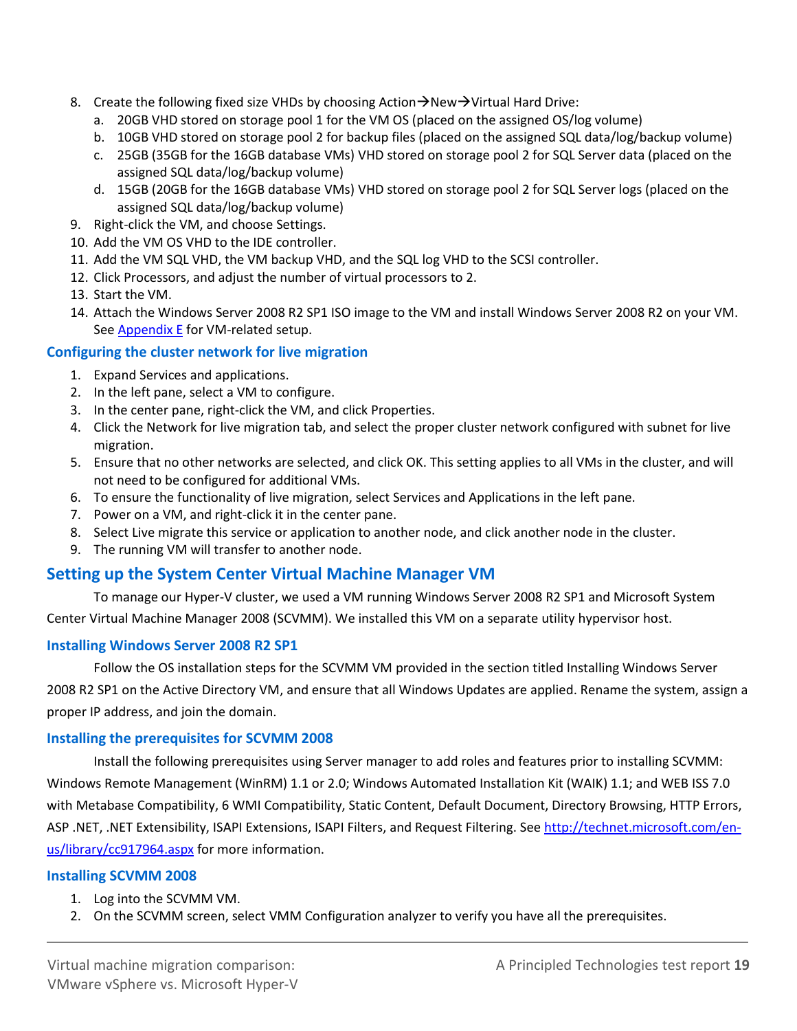8. Create the following fixed size VHDs by choosing Action→New→Virtual Hard Drive:
   a. 20GB VHD stored on storage pool 1 for the VM OS (placed on the assigned OS/log volume)
   b. 10GB VHD stored on storage pool 2 for backup files (placed on the assigned SQL data/log/backup volume)
   c. 25GB (35GB for the 16GB database VMs) VHD stored on storage pool 2 for SQL Server data (placed on the assigned SQL data/log/backup volume)
   d. 15GB (20GB for the 16GB database VMs) VHD stored on storage pool 2 for SQL Server logs (placed on the assigned SQL data/log/backup volume)
9. Right-click the VM, and choose Settings.
10. Add the VM OS VHD to the IDE controller.
11. Add the VM SQL VHD, the VM backup VHD, and the SQL log VHD to the SCSI controller.
12. Click Processors, and adjust the number of virtual processors to 2.
13. Start the VM.
14. Attach the Windows Server 2008 R2 SP1 ISO image to the VM and install Windows Server 2008 R2 on your VM. See Appendix E for VM-related setup.

### Configuring the cluster network for live migration

1. Expand Services and applications.
2. In the left pane, select a VM to configure.
3. In the center pane, right-click the VM, and click Properties.
4. Click the Network for live migration tab, and select the proper cluster network configured with subnet for live migration.
5. Ensure that no other networks are selected, and click OK. This setting applies to all VMs in the cluster, and will not need to be configured for additional VMs.
6. To ensure the functionality of live migration, select Services and Applications in the left pane.
7. Power on a VM, and right-click it in the center pane.
8. Select Live migrate this service or application to another node, and click another node in the cluster.
9. The running VM will transfer to another node.

## Setting up the System Center Virtual Machine Manager VM

To manage our Hyper-V cluster, we used a VM running Windows Server 2008 R2 SP1 and Microsoft System Center Virtual Machine Manager 2008 (SCVMM). We installed this VM on a separate utility hypervisor host.

### Installing Windows Server 2008 R2 SP1

Follow the OS installation steps for the SCVMM VM provided in the section titled Installing Windows Server 2008 R2 SP1 on the Active Directory VM, and ensure that all Windows Updates are applied. Rename the system, assign a proper IP address, and join the domain.

### Installing the prerequisites for SCVMM 2008

Install the following prerequisites using Server manager to add roles and features prior to installing SCVMM: Windows Remote Management (WinRM) 1.1 or 2.0; Windows Automated Installation Kit (WAIK) 1.1; and WEB ISS 7.0 with Metabase Compatibility, 6 WMI Compatibility, Static Content, Default Document, Directory Browsing, HTTP Errors, ASP .NET, .NET Extensibility, ISAPI Extensions, ISAPI Filters, and Request Filtering. See http://technet.microsoft.com/en-us/library/cc917964.aspx for more information.

### Installing SCVMM 2008

1. Log into the SCVMM VM.
2. On the SCVMM screen, select VMM Configuration analyzer to verify you have all the prerequisites.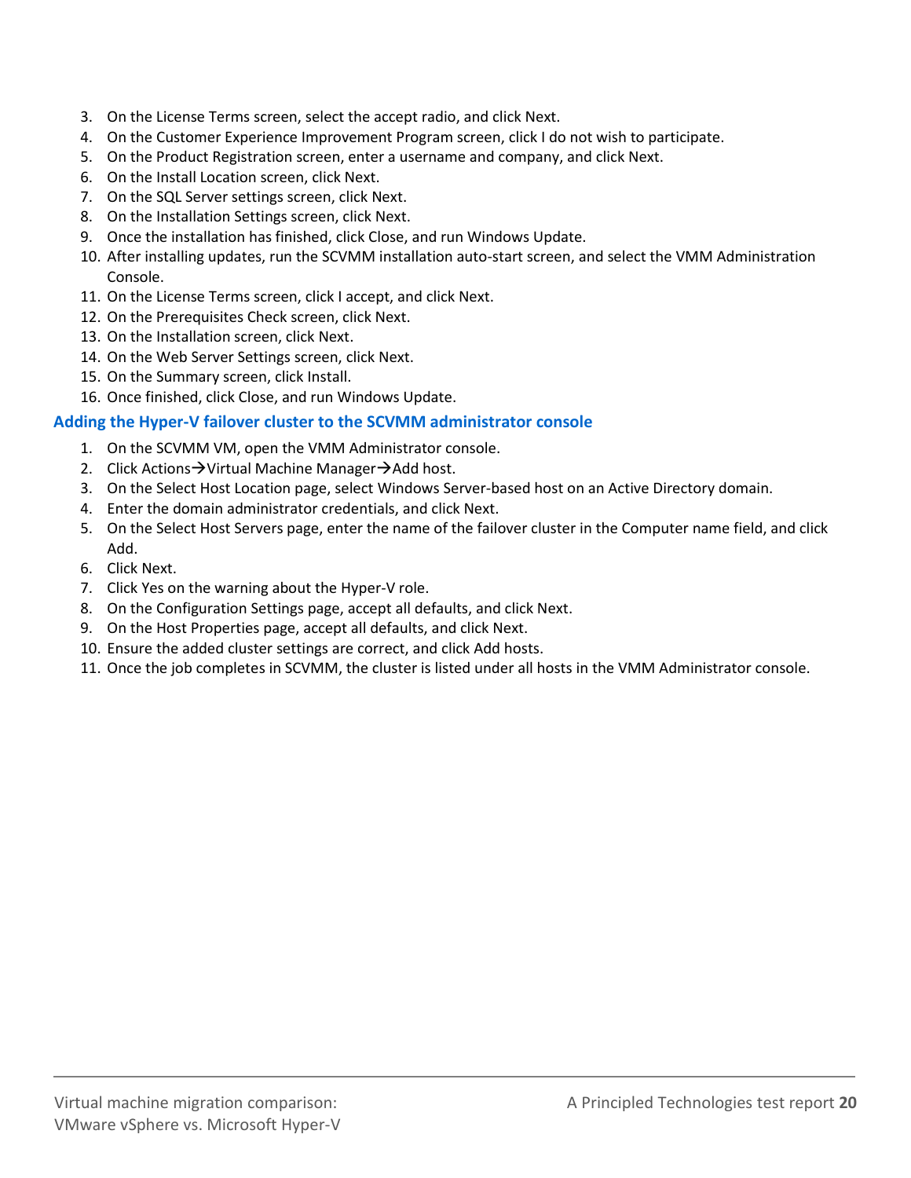3. On the License Terms screen, select the accept radio, and click Next.
4. On the Customer Experience Improvement Program screen, click I do not wish to participate.
5. On the Product Registration screen, enter a username and company, and click Next.
6. On the Install Location screen, click Next.
7. On the SQL Server settings screen, click Next.
8. On the Installation Settings screen, click Next.
9. Once the installation has finished, click Close, and run Windows Update.
10. After installing updates, run the SCVMM installation auto-start screen, and select the VMM Administration Console.
11. On the License Terms screen, click I accept, and click Next.
12. On the Prerequisites Check screen, click Next.
13. On the Installation screen, click Next.
14. On the Web Server Settings screen, click Next.
15. On the Summary screen, click Install.
16. Once finished, click Close, and run Windows Update.

### Adding the Hyper-V failover cluster to the SCVMM administrator console

1. On the SCVMM VM, open the VMM Administrator console.
2. Click Actions→Virtual Machine Manager→Add host.
3. On the Select Host Location page, select Windows Server-based host on an Active Directory domain.
4. Enter the domain administrator credentials, and click Next.
5. On the Select Host Servers page, enter the name of the failover cluster in the Computer name field, and click Add.
6. Click Next.
7. Click Yes on the warning about the Hyper-V role.
8. On the Configuration Settings page, accept all defaults, and click Next.
9. On the Host Properties page, accept all defaults, and click Next.
10. Ensure the added cluster settings are correct, and click Add hosts.
11. Once the job completes in SCVMM, the cluster is listed under all hosts in the VMM Administrator console.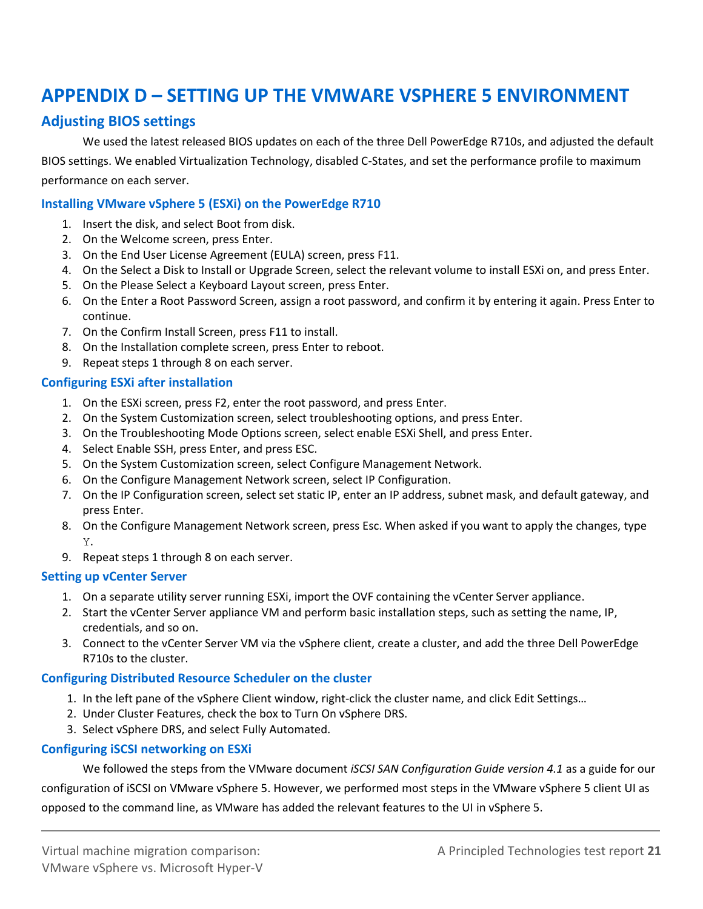# APPENDIX D – SETTING UP THE VMWARE VSPHERE 5 ENVIRONMENT

## Adjusting BIOS settings

We used the latest released BIOS updates on each of the three Dell PowerEdge R710s, and adjusted the default BIOS settings. We enabled Virtualization Technology, disabled C-States, and set the performance profile to maximum performance on each server.

### Installing VMware vSphere 5 (ESXi) on the PowerEdge R710

1. Insert the disk, and select Boot from disk.
2. On the Welcome screen, press Enter.
3. On the End User License Agreement (EULA) screen, press F11.
4. On the Select a Disk to Install or Upgrade Screen, select the relevant volume to install ESXi on, and press Enter.
5. On the Please Select a Keyboard Layout screen, press Enter.
6. On the Enter a Root Password Screen, assign a root password, and confirm it by entering it again. Press Enter to continue.
7. On the Confirm Install Screen, press F11 to install.
8. On the Installation complete screen, press Enter to reboot.
9. Repeat steps 1 through 8 on each server.

### Configuring ESXi after installation

1. On the ESXi screen, press F2, enter the root password, and press Enter.
2. On the System Customization screen, select troubleshooting options, and press Enter.
3. On the Troubleshooting Mode Options screen, select enable ESXi Shell, and press Enter.
4. Select Enable SSH, press Enter, and press ESC.
5. On the System Customization screen, select Configure Management Network.
6. On the Configure Management Network screen, select IP Configuration.
7. On the IP Configuration screen, select set static IP, enter an IP address, subnet mask, and default gateway, and press Enter.
8. On the Configure Management Network screen, press Esc. When asked if you want to apply the changes, type `Y`.
9. Repeat steps 1 through 8 on each server.

### Setting up vCenter Server

1. On a separate utility server running ESXi, import the OVF containing the vCenter Server appliance.
2. Start the vCenter Server appliance VM and perform basic installation steps, such as setting the name, IP, credentials, and so on.
3. Connect to the vCenter Server VM via the vSphere client, create a cluster, and add the three Dell PowerEdge R710s to the cluster.

### Configuring Distributed Resource Scheduler on the cluster

1. In the left pane of the vSphere Client window, right-click the cluster name, and click Edit Settings…
2. Under Cluster Features, check the box to Turn On vSphere DRS.
3. Select vSphere DRS, and select Fully Automated.

### Configuring iSCSI networking on ESXi

We followed the steps from the VMware document *iSCSI SAN Configuration Guide version 4.1* as a guide for our configuration of iSCSI on VMware vSphere 5. However, we performed most steps in the VMware vSphere 5 client UI as opposed to the command line, as VMware has added the relevant features to the UI in vSphere 5.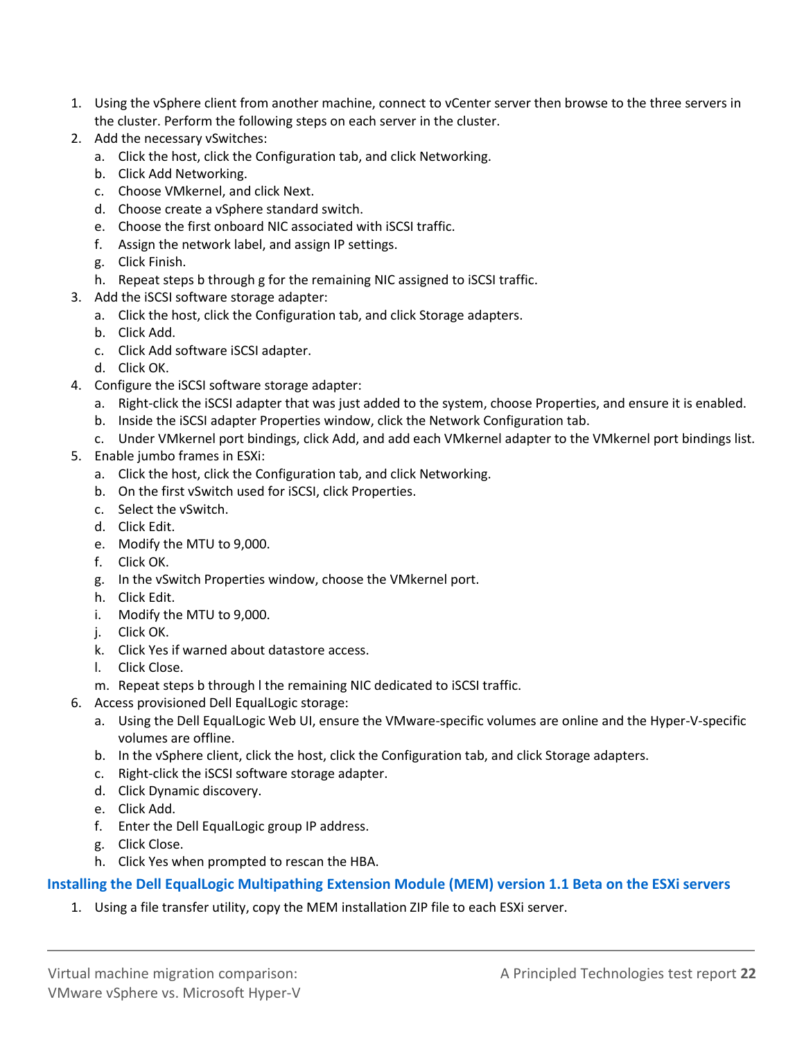1. Using the vSphere client from another machine, connect to vCenter server then browse to the three servers in the cluster. Perform the following steps on each server in the cluster.
2. Add the necessary vSwitches:
   a. Click the host, click the Configuration tab, and click Networking.
   b. Click Add Networking.
   c. Choose VMkernel, and click Next.
   d. Choose create a vSphere standard switch.
   e. Choose the first onboard NIC associated with iSCSI traffic.
   f. Assign the network label, and assign IP settings.
   g. Click Finish.
   h. Repeat steps b through g for the remaining NIC assigned to iSCSI traffic.
3. Add the iSCSI software storage adapter:
   a. Click the host, click the Configuration tab, and click Storage adapters.
   b. Click Add.
   c. Click Add software iSCSI adapter.
   d. Click OK.
4. Configure the iSCSI software storage adapter:
   a. Right-click the iSCSI adapter that was just added to the system, choose Properties, and ensure it is enabled.
   b. Inside the iSCSI adapter Properties window, click the Network Configuration tab.
   c. Under VMkernel port bindings, click Add, and add each VMkernel adapter to the VMkernel port bindings list.
5. Enable jumbo frames in ESXi:
   a. Click the host, click the Configuration tab, and click Networking.
   b. On the first vSwitch used for iSCSI, click Properties.
   c. Select the vSwitch.
   d. Click Edit.
   e. Modify the MTU to 9,000.
   f. Click OK.
   g. In the vSwitch Properties window, choose the VMkernel port.
   h. Click Edit.
   i. Modify the MTU to 9,000.
   j. Click OK.
   k. Click Yes if warned about datastore access.
   l. Click Close.
   m. Repeat steps b through l the remaining NIC dedicated to iSCSI traffic.
6. Access provisioned Dell EqualLogic storage:
   a. Using the Dell EqualLogic Web UI, ensure the VMware-specific volumes are online and the Hyper-V-specific volumes are offline.
   b. In the vSphere client, click the host, click the Configuration tab, and click Storage adapters.
   c. Right-click the iSCSI software storage adapter.
   d. Click Dynamic discovery.
   e. Click Add.
   f. Enter the Dell EqualLogic group IP address.
   g. Click Close.
   h. Click Yes when prompted to rescan the HBA.

### Installing the Dell EqualLogic Multipathing Extension Module (MEM) version 1.1 Beta on the ESXi servers

1. Using a file transfer utility, copy the MEM installation ZIP file to each ESXi server.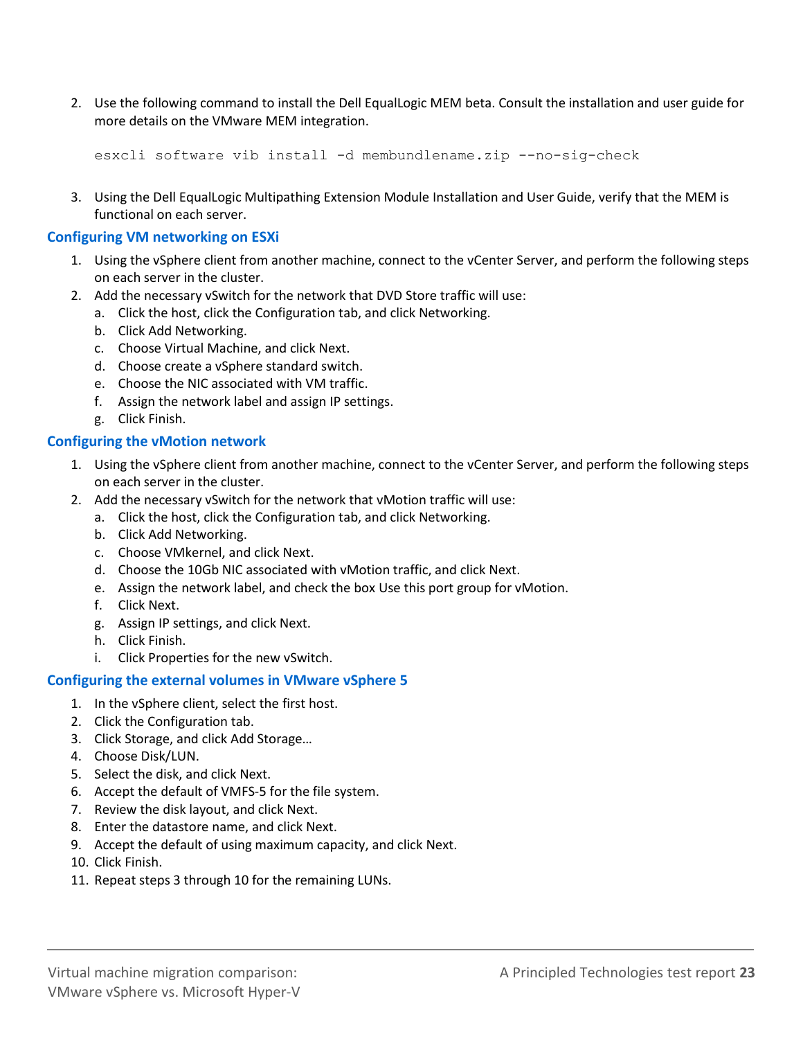2. Use the following command to install the Dell EqualLogic MEM beta. Consult the installation and user guide for more details on the VMware MEM integration.

```
esxcli software vib install -d membundlename.zip --no-sig-check
```

3. Using the Dell EqualLogic Multipathing Extension Module Installation and User Guide, verify that the MEM is functional on each server.

### Configuring VM networking on ESXi

1. Using the vSphere client from another machine, connect to the vCenter Server, and perform the following steps on each server in the cluster.
2. Add the necessary vSwitch for the network that DVD Store traffic will use:
   a. Click the host, click the Configuration tab, and click Networking.
   b. Click Add Networking.
   c. Choose Virtual Machine, and click Next.
   d. Choose create a vSphere standard switch.
   e. Choose the NIC associated with VM traffic.
   f. Assign the network label and assign IP settings.
   g. Click Finish.

### Configuring the vMotion network

1. Using the vSphere client from another machine, connect to the vCenter Server, and perform the following steps on each server in the cluster.
2. Add the necessary vSwitch for the network that vMotion traffic will use:
   a. Click the host, click the Configuration tab, and click Networking.
   b. Click Add Networking.
   c. Choose VMkernel, and click Next.
   d. Choose the 10Gb NIC associated with vMotion traffic, and click Next.
   e. Assign the network label, and check the box Use this port group for vMotion.
   f. Click Next.
   g. Assign IP settings, and click Next.
   h. Click Finish.
   i. Click Properties for the new vSwitch.

### Configuring the external volumes in VMware vSphere 5

1. In the vSphere client, select the first host.
2. Click the Configuration tab.
3. Click Storage, and click Add Storage…
4. Choose Disk/LUN.
5. Select the disk, and click Next.
6. Accept the default of VMFS-5 for the file system.
7. Review the disk layout, and click Next.
8. Enter the datastore name, and click Next.
9. Accept the default of using maximum capacity, and click Next.
10. Click Finish.
11. Repeat steps 3 through 10 for the remaining LUNs.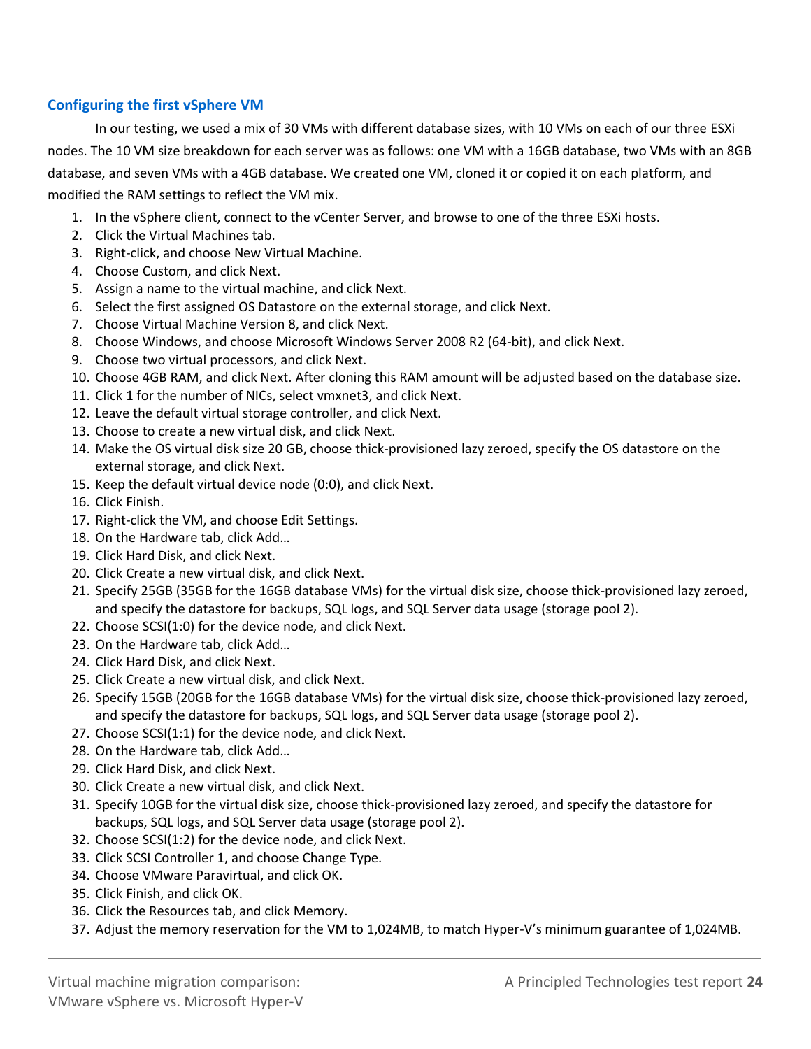## Configuring the first vSphere VM

In our testing, we used a mix of 30 VMs with different database sizes, with 10 VMs on each of our three ESXi nodes. The 10 VM size breakdown for each server was as follows: one VM with a 16GB database, two VMs with an 8GB database, and seven VMs with a 4GB database. We created one VM, cloned it or copied it on each platform, and modified the RAM settings to reflect the VM mix.

1. In the vSphere client, connect to the vCenter Server, and browse to one of the three ESXi hosts.
2. Click the Virtual Machines tab.
3. Right-click, and choose New Virtual Machine.
4. Choose Custom, and click Next.
5. Assign a name to the virtual machine, and click Next.
6. Select the first assigned OS Datastore on the external storage, and click Next.
7. Choose Virtual Machine Version 8, and click Next.
8. Choose Windows, and choose Microsoft Windows Server 2008 R2 (64-bit), and click Next.
9. Choose two virtual processors, and click Next.
10. Choose 4GB RAM, and click Next. After cloning this RAM amount will be adjusted based on the database size.
11. Click 1 for the number of NICs, select vmxnet3, and click Next.
12. Leave the default virtual storage controller, and click Next.
13. Choose to create a new virtual disk, and click Next.
14. Make the OS virtual disk size 20 GB, choose thick-provisioned lazy zeroed, specify the OS datastore on the external storage, and click Next.
15. Keep the default virtual device node (0:0), and click Next.
16. Click Finish.
17. Right-click the VM, and choose Edit Settings.
18. On the Hardware tab, click Add…
19. Click Hard Disk, and click Next.
20. Click Create a new virtual disk, and click Next.
21. Specify 25GB (35GB for the 16GB database VMs) for the virtual disk size, choose thick-provisioned lazy zeroed, and specify the datastore for backups, SQL logs, and SQL Server data usage (storage pool 2).
22. Choose SCSI(1:0) for the device node, and click Next.
23. On the Hardware tab, click Add…
24. Click Hard Disk, and click Next.
25. Click Create a new virtual disk, and click Next.
26. Specify 15GB (20GB for the 16GB database VMs) for the virtual disk size, choose thick-provisioned lazy zeroed, and specify the datastore for backups, SQL logs, and SQL Server data usage (storage pool 2).
27. Choose SCSI(1:1) for the device node, and click Next.
28. On the Hardware tab, click Add…
29. Click Hard Disk, and click Next.
30. Click Create a new virtual disk, and click Next.
31. Specify 10GB for the virtual disk size, choose thick-provisioned lazy zeroed, and specify the datastore for backups, SQL logs, and SQL Server data usage (storage pool 2).
32. Choose SCSI(1:2) for the device node, and click Next.
33. Click SCSI Controller 1, and choose Change Type.
34. Choose VMware Paravirtual, and click OK.
35. Click Finish, and click OK.
36. Click the Resources tab, and click Memory.
37. Adjust the memory reservation for the VM to 1,024MB, to match Hyper-V's minimum guarantee of 1,024MB.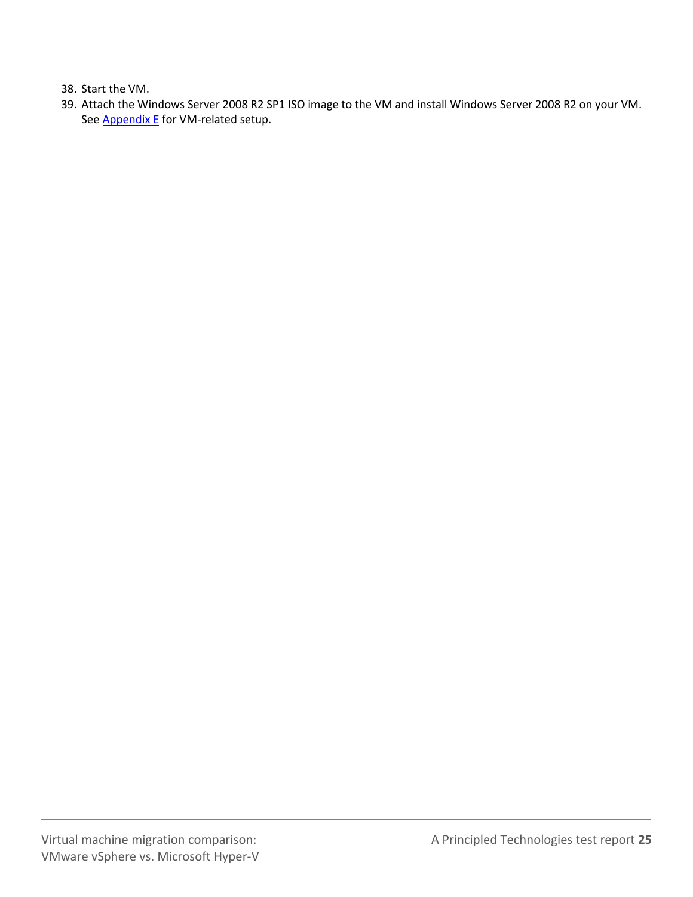38. Start the VM.
39. Attach the Windows Server 2008 R2 SP1 ISO image to the VM and install Windows Server 2008 R2 on your VM. See Appendix E for VM-related setup.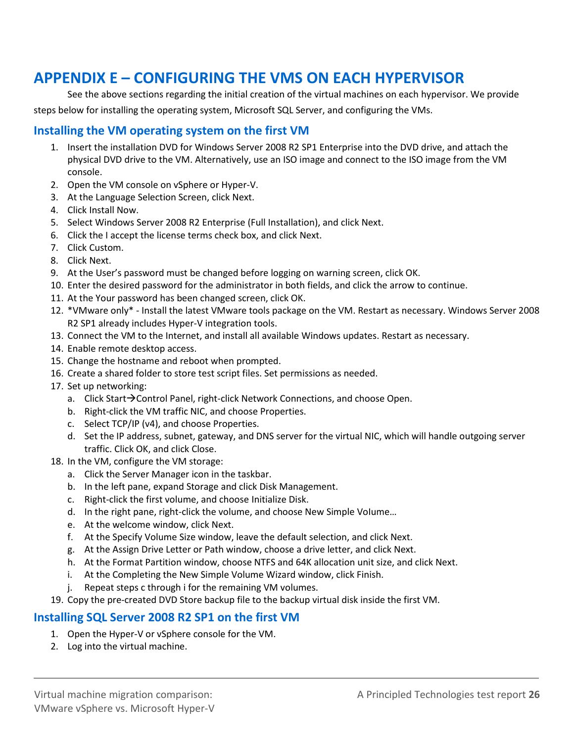# APPENDIX E – CONFIGURING THE VMS ON EACH HYPERVISOR

See the above sections regarding the initial creation of the virtual machines on each hypervisor. We provide steps below for installing the operating system, Microsoft SQL Server, and configuring the VMs.

## Installing the VM operating system on the first VM

1. Insert the installation DVD for Windows Server 2008 R2 SP1 Enterprise into the DVD drive, and attach the physical DVD drive to the VM. Alternatively, use an ISO image and connect to the ISO image from the VM console.
2. Open the VM console on vSphere or Hyper-V.
3. At the Language Selection Screen, click Next.
4. Click Install Now.
5. Select Windows Server 2008 R2 Enterprise (Full Installation), and click Next.
6. Click the I accept the license terms check box, and click Next.
7. Click Custom.
8. Click Next.
9. At the User's password must be changed before logging on warning screen, click OK.
10. Enter the desired password for the administrator in both fields, and click the arrow to continue.
11. At the Your password has been changed screen, click OK.
12. *VMware only* - Install the latest VMware tools package on the VM. Restart as necessary. Windows Server 2008 R2 SP1 already includes Hyper-V integration tools.
13. Connect the VM to the Internet, and install all available Windows updates. Restart as necessary.
14. Enable remote desktop access.
15. Change the hostname and reboot when prompted.
16. Create a shared folder to store test script files. Set permissions as needed.
17. Set up networking:
    a. Click Start→Control Panel, right-click Network Connections, and choose Open.
    b. Right-click the VM traffic NIC, and choose Properties.
    c. Select TCP/IP (v4), and choose Properties.
    d. Set the IP address, subnet, gateway, and DNS server for the virtual NIC, which will handle outgoing server traffic. Click OK, and click Close.
18. In the VM, configure the VM storage:
    a. Click the Server Manager icon in the taskbar.
    b. In the left pane, expand Storage and click Disk Management.
    c. Right-click the first volume, and choose Initialize Disk.
    d. In the right pane, right-click the volume, and choose New Simple VoIume…
    e. At the welcome window, click Next.
    f. At the Specify Volume Size window, leave the default selection, and click Next.
    g. At the Assign Drive Letter or Path window, choose a drive letter, and click Next.
    h. At the Format Partition window, choose NTFS and 64K allocation unit size, and click Next.
    i. At the Completing the New Simple Volume Wizard window, click Finish.
    j. Repeat steps c through i for the remaining VM volumes.
19. Copy the pre-created DVD Store backup file to the backup virtual disk inside the first VM.

## Installing SQL Server 2008 R2 SP1 on the first VM

1. Open the Hyper-V or vSphere console for the VM.
2. Log into the virtual machine.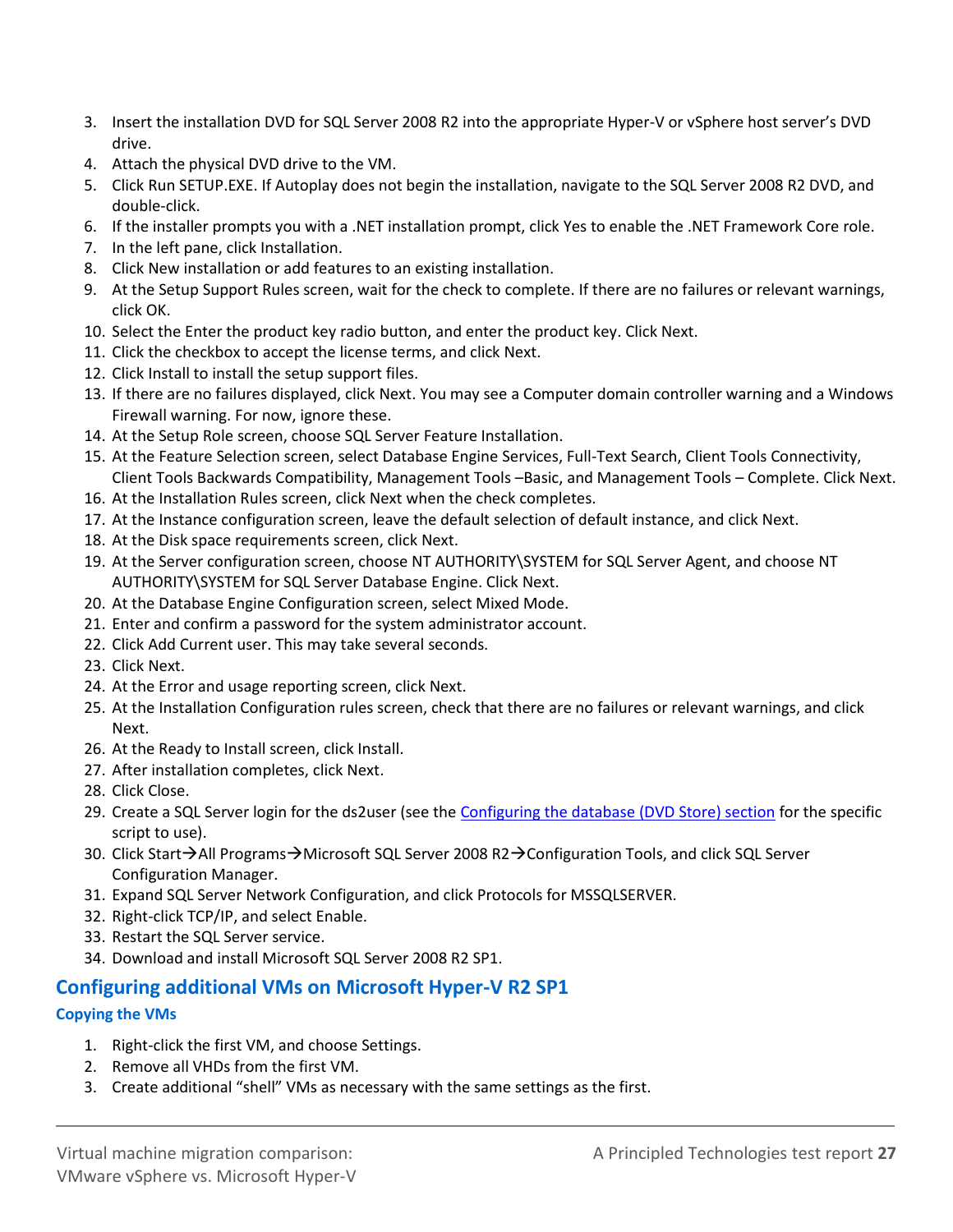3. Insert the installation DVD for SQL Server 2008 R2 into the appropriate Hyper-V or vSphere host server's DVD drive.
4. Attach the physical DVD drive to the VM.
5. Click Run SETUP.EXE. If Autoplay does not begin the installation, navigate to the SQL Server 2008 R2 DVD, and double-click.
6. If the installer prompts you with a .NET installation prompt, click Yes to enable the .NET Framework Core role.
7. In the left pane, click Installation.
8. Click New installation or add features to an existing installation.
9. At the Setup Support Rules screen, wait for the check to complete. If there are no failures or relevant warnings, click OK.
10. Select the Enter the product key radio button, and enter the product key. Click Next.
11. Click the checkbox to accept the license terms, and click Next.
12. Click Install to install the setup support files.
13. If there are no failures displayed, click Next. You may see a Computer domain controller warning and a Windows Firewall warning. For now, ignore these.
14. At the Setup Role screen, choose SQL Server Feature Installation.
15. At the Feature Selection screen, select Database Engine Services, Full-Text Search, Client Tools Connectivity, Client Tools Backwards Compatibility, Management Tools –Basic, and Management Tools – Complete. Click Next.
16. At the Installation Rules screen, click Next when the check completes.
17. At the Instance configuration screen, leave the default selection of default instance, and click Next.
18. At the Disk space requirements screen, click Next.
19. At the Server configuration screen, choose NT AUTHORITY\SYSTEM for SQL Server Agent, and choose NT AUTHORITY\SYSTEM for SQL Server Database Engine. Click Next.
20. At the Database Engine Configuration screen, select Mixed Mode.
21. Enter and confirm a password for the system administrator account.
22. Click Add Current user. This may take several seconds.
23. Click Next.
24. At the Error and usage reporting screen, click Next.
25. At the Installation Configuration rules screen, check that there are no failures or relevant warnings, and click Next.
26. At the Ready to Install screen, click Install.
27. After installation completes, click Next.
28. Click Close.
29. Create a SQL Server login for the ds2user (see the Configuring the database (DVD Store) section for the specific script to use).
30. Click Start→All Programs→Microsoft SQL Server 2008 R2→Configuration Tools, and click SQL Server Configuration Manager.
31. Expand SQL Server Network Configuration, and click Protocols for MSSQLSERVER.
32. Right-click TCP/IP, and select Enable.
33. Restart the SQL Server service.
34. Download and install Microsoft SQL Server 2008 R2 SP1.

## Configuring additional VMs on Microsoft Hyper-V R2 SP1

### Copying the VMs

1. Right-click the first VM, and choose Settings.
2. Remove all VHDs from the first VM.
3. Create additional "shell" VMs as necessary with the same settings as the first.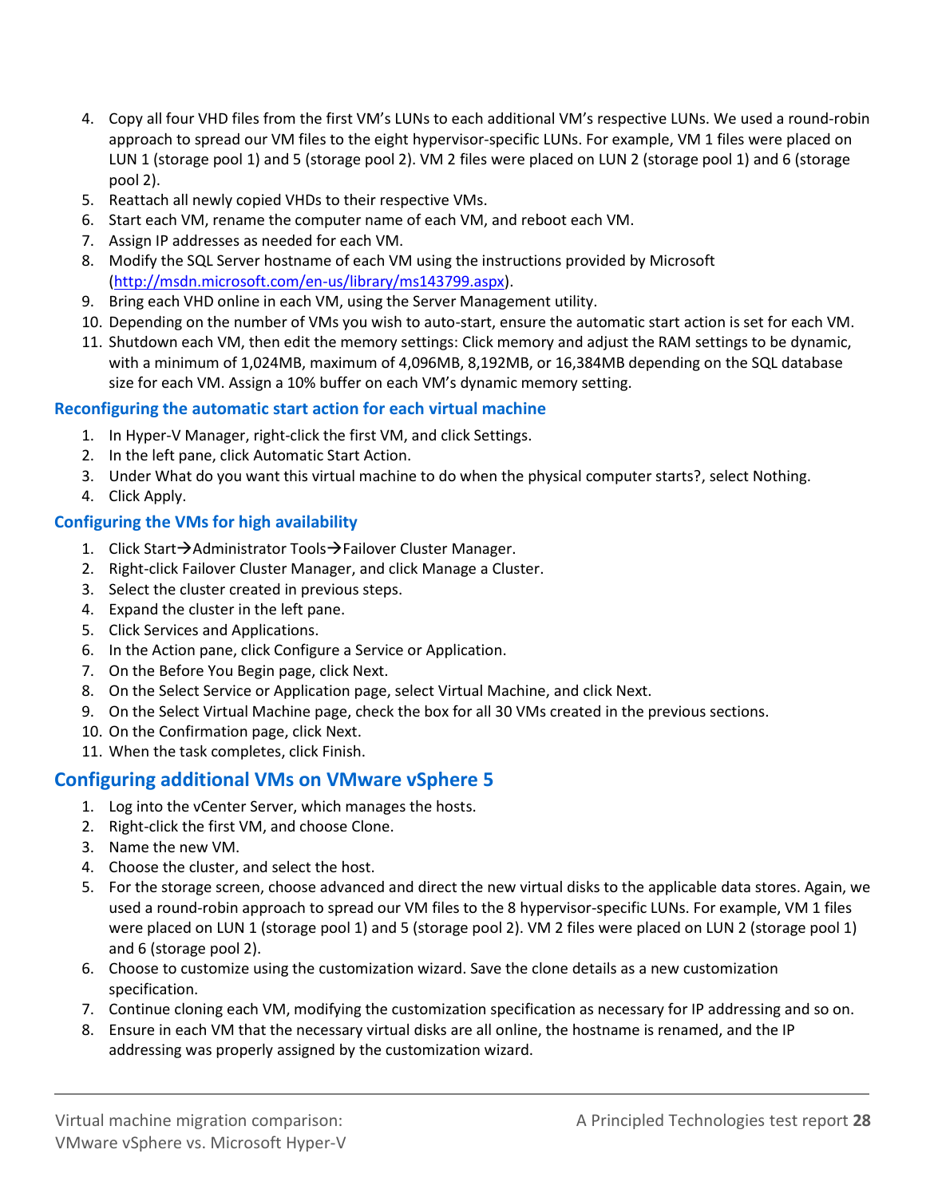4. Copy all four VHD files from the first VM's LUNs to each additional VM's respective LUNs. We used a round-robin approach to spread our VM files to the eight hypervisor-specific LUNs. For example, VM 1 files were placed on LUN 1 (storage pool 1) and 5 (storage pool 2). VM 2 files were placed on LUN 2 (storage pool 1) and 6 (storage pool 2).
5. Reattach all newly copied VHDs to their respective VMs.
6. Start each VM, rename the computer name of each VM, and reboot each VM.
7. Assign IP addresses as needed for each VM.
8. Modify the SQL Server hostname of each VM using the instructions provided by Microsoft (http://msdn.microsoft.com/en-us/library/ms143799.aspx).
9. Bring each VHD online in each VM, using the Server Management utility.
10. Depending on the number of VMs you wish to auto-start, ensure the automatic start action is set for each VM.
11. Shutdown each VM, then edit the memory settings: Click memory and adjust the RAM settings to be dynamic, with a minimum of 1,024MB, maximum of 4,096MB, 8,192MB, or 16,384MB depending on the SQL database size for each VM. Assign a 10% buffer on each VM's dynamic memory setting.

### Reconfiguring the automatic start action for each virtual machine

1. In Hyper-V Manager, right-click the first VM, and click Settings.
2. In the left pane, click Automatic Start Action.
3. Under What do you want this virtual machine to do when the physical computer starts?, select Nothing.
4. Click Apply.

### Configuring the VMs for high availability

1. Click Start→Administrator Tools→Failover Cluster Manager.
2. Right-click Failover Cluster Manager, and click Manage a Cluster.
3. Select the cluster created in previous steps.
4. Expand the cluster in the left pane.
5. Click Services and Applications.
6. In the Action pane, click Configure a Service or Application.
7. On the Before You Begin page, click Next.
8. On the Select Service or Application page, select Virtual Machine, and click Next.
9. On the Select Virtual Machine page, check the box for all 30 VMs created in the previous sections.
10. On the Confirmation page, click Next.
11. When the task completes, click Finish.

## Configuring additional VMs on VMware vSphere 5

1. Log into the vCenter Server, which manages the hosts.
2. Right-click the first VM, and choose Clone.
3. Name the new VM.
4. Choose the cluster, and select the host.
5. For the storage screen, choose advanced and direct the new virtual disks to the applicable data stores. Again, we used a round-robin approach to spread our VM files to the 8 hypervisor-specific LUNs. For example, VM 1 files were placed on LUN 1 (storage pool 1) and 5 (storage pool 2). VM 2 files were placed on LUN 2 (storage pool 1) and 6 (storage pool 2).
6. Choose to customize using the customization wizard. Save the clone details as a new customization specification.
7. Continue cloning each VM, modifying the customization specification as necessary for IP addressing and so on.
8. Ensure in each VM that the necessary virtual disks are all online, the hostname is renamed, and the IP addressing was properly assigned by the customization wizard.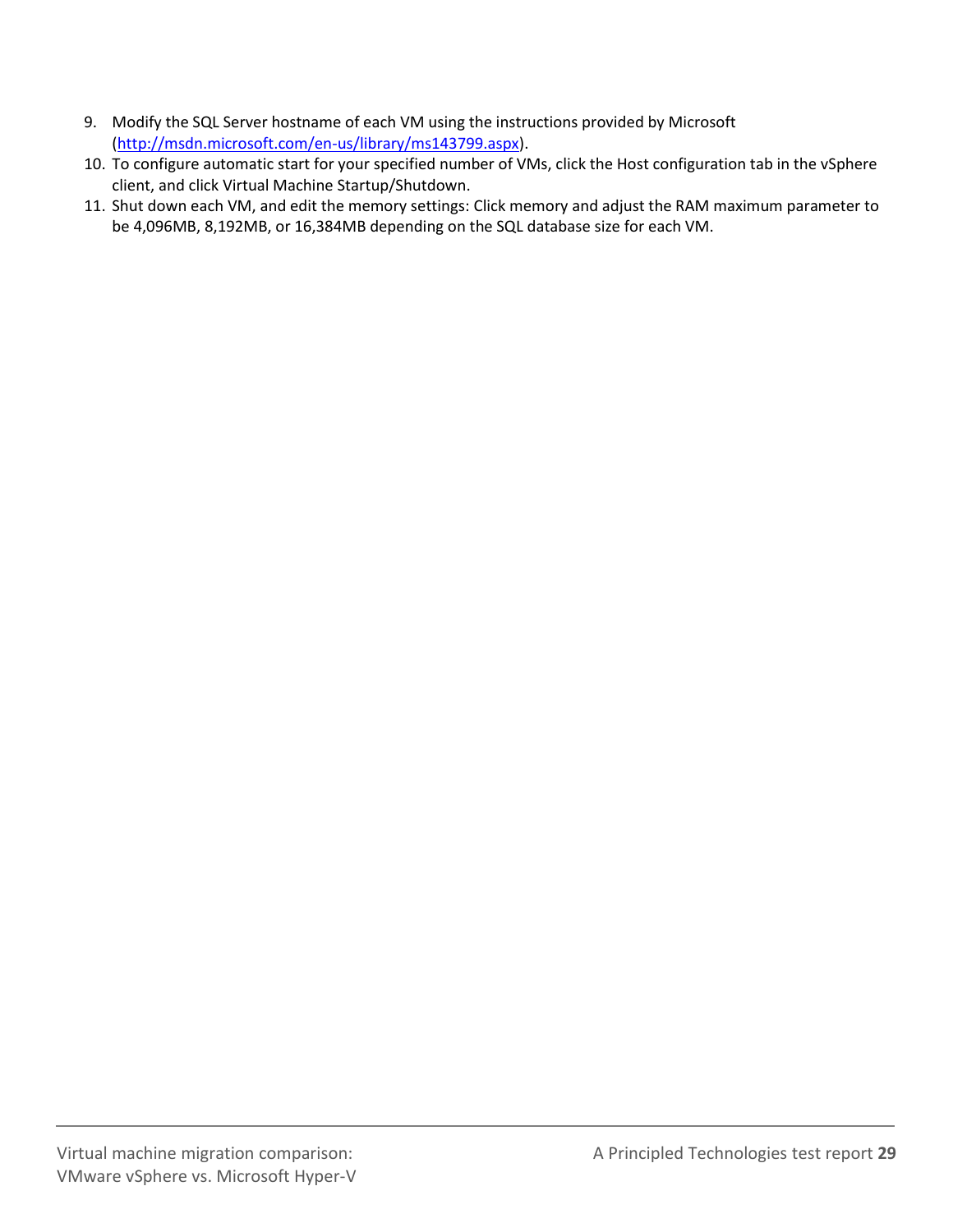9. Modify the SQL Server hostname of each VM using the instructions provided by Microsoft (http://msdn.microsoft.com/en-us/library/ms143799.aspx).
10. To configure automatic start for your specified number of VMs, click the Host configuration tab in the vSphere client, and click Virtual Machine Startup/Shutdown.
11. Shut down each VM, and edit the memory settings: Click memory and adjust the RAM maximum parameter to be 4,096MB, 8,192MB, or 16,384MB depending on the SQL database size for each VM.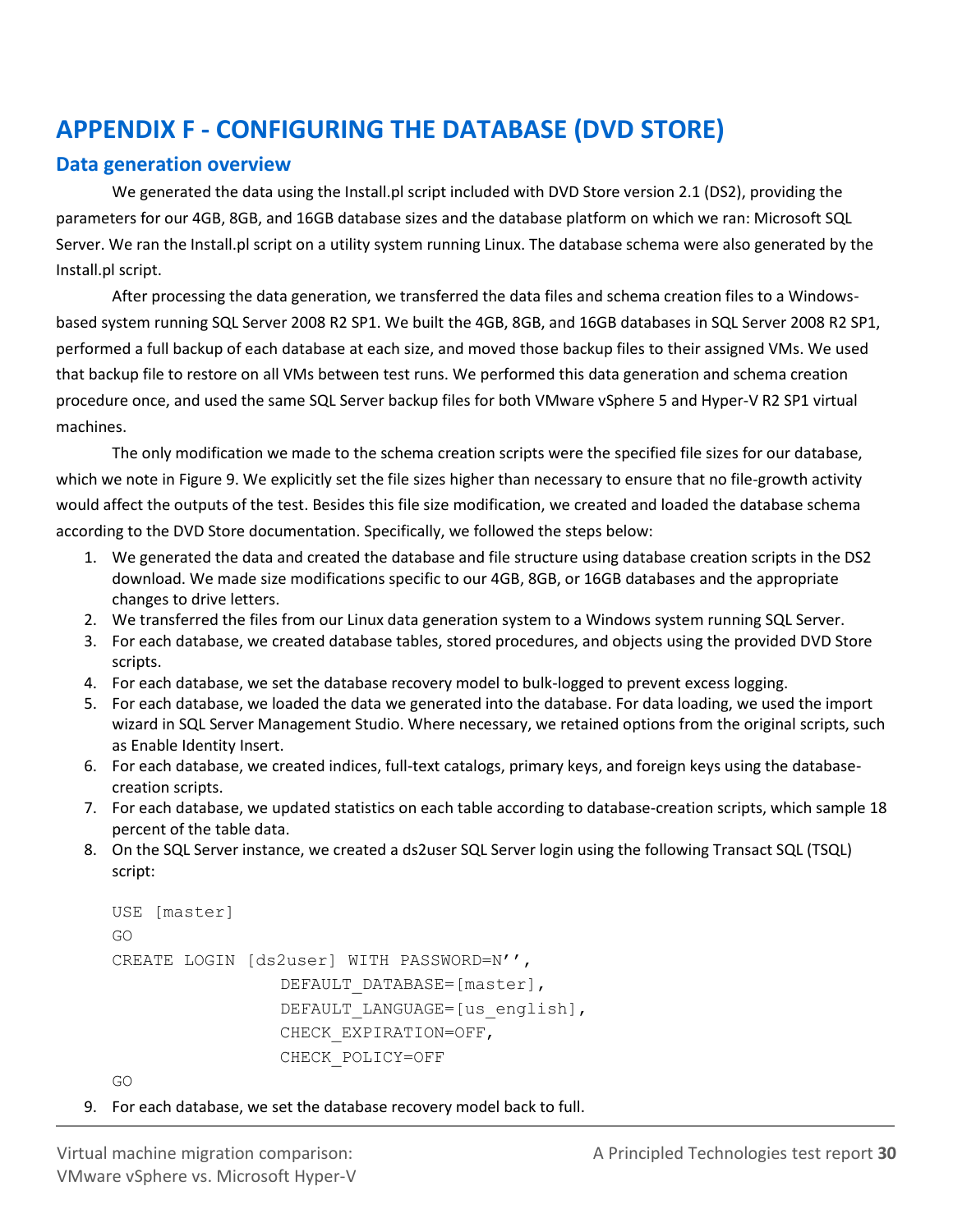# APPENDIX F - CONFIGURING THE DATABASE (DVD STORE)

## Data generation overview

We generated the data using the Install.pl script included with DVD Store version 2.1 (DS2), providing the parameters for our 4GB, 8GB, and 16GB database sizes and the database platform on which we ran: Microsoft SQL Server. We ran the Install.pl script on a utility system running Linux. The database schema were also generated by the Install.pl script.

After processing the data generation, we transferred the data files and schema creation files to a Windows-based system running SQL Server 2008 R2 SP1. We built the 4GB, 8GB, and 16GB databases in SQL Server 2008 R2 SP1, performed a full backup of each database at each size, and moved those backup files to their assigned VMs. We used that backup file to restore on all VMs between test runs. We performed this data generation and schema creation procedure once, and used the same SQL Server backup files for both VMware vSphere 5 and Hyper-V R2 SP1 virtual machines.

The only modification we made to the schema creation scripts were the specified file sizes for our database, which we note in Figure 9. We explicitly set the file sizes higher than necessary to ensure that no file-growth activity would affect the outputs of the test. Besides this file size modification, we created and loaded the database schema according to the DVD Store documentation. Specifically, we followed the steps below:

1. We generated the data and created the database and file structure using database creation scripts in the DS2 download. We made size modifications specific to our 4GB, 8GB, or 16GB databases and the appropriate changes to drive letters.
2. We transferred the files from our Linux data generation system to a Windows system running SQL Server.
3. For each database, we created database tables, stored procedures, and objects using the provided DVD Store scripts.
4. For each database, we set the database recovery model to bulk-logged to prevent excess logging.
5. For each database, we loaded the data we generated into the database. For data loading, we used the import wizard in SQL Server Management Studio. Where necessary, we retained options from the original scripts, such as Enable Identity Insert.
6. For each database, we created indices, full-text catalogs, primary keys, and foreign keys using the database-creation scripts.
7. For each database, we updated statistics on each table according to database-creation scripts, which sample 18 percent of the table data.
8. On the SQL Server instance, we created a ds2user SQL Server login using the following Transact SQL (TSQL) script:

```
USE [master]
GO
CREATE LOGIN [ds2user] WITH PASSWORD=N'',
                DEFAULT_DATABASE=[master],
                DEFAULT_LANGUAGE=[us_english],
                CHECK_EXPIRATION=OFF,
                CHECK_POLICY=OFF
GO
```

9. For each database, we set the database recovery model back to full.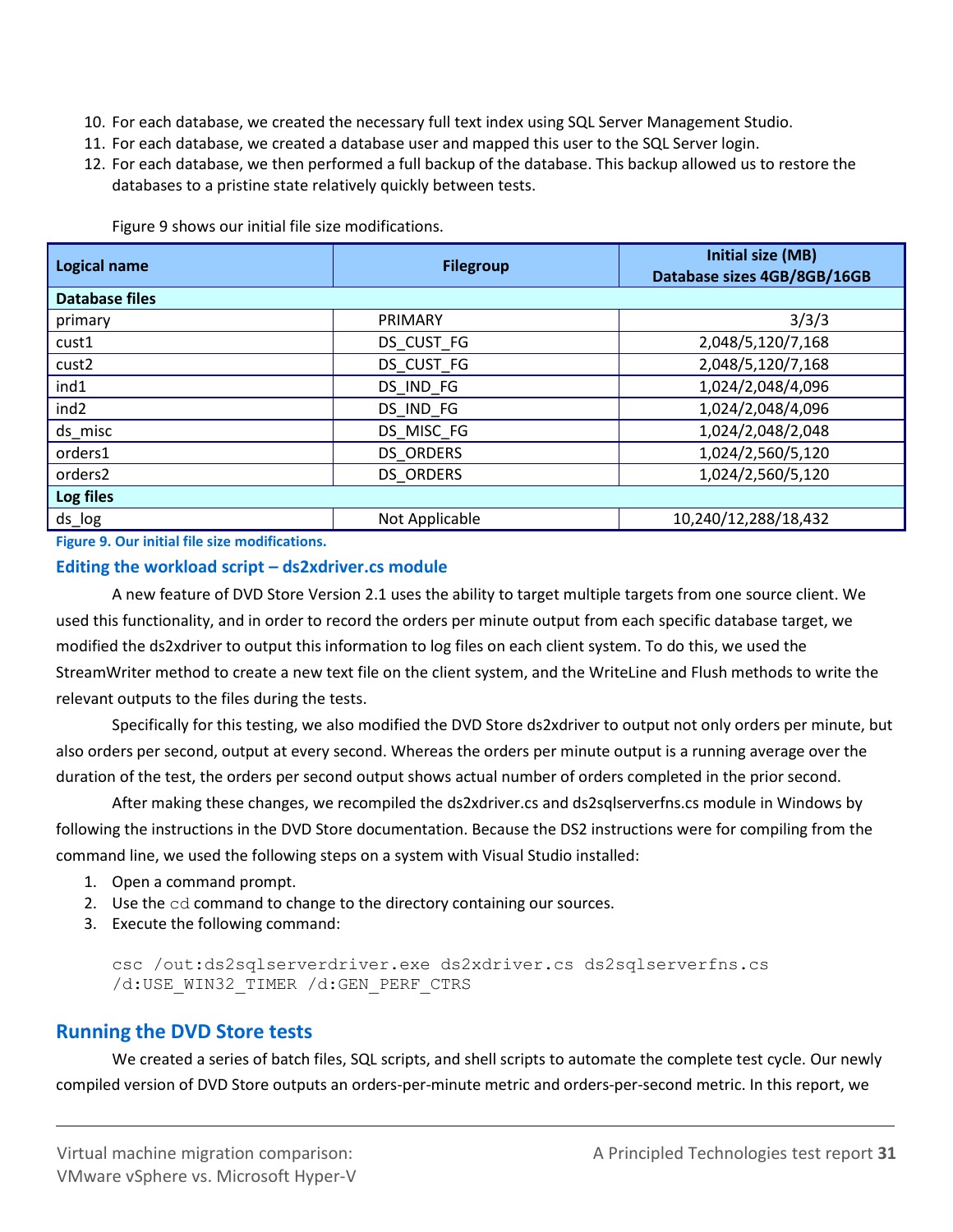10. For each database, we created the necessary full text index using SQL Server Management Studio.
11. For each database, we created a database user and mapped this user to the SQL Server login.
12. For each database, we then performed a full backup of the database. This backup allowed us to restore the databases to a pristine state relatively quickly between tests.

Figure 9 shows our initial file size modifications.

| Logical name | Filegroup | Initial size (MB) Database sizes 4GB/8GB/16GB |
|---|---|---|
| **Database files** | | |
| primary | PRIMARY | 3/3/3 |
| cust1 | DS_CUST_FG | 2,048/5,120/7,168 |
| cust2 | DS_CUST_FG | 2,048/5,120/7,168 |
| ind1 | DS_IND_FG | 1,024/2,048/4,096 |
| ind2 | DS_IND_FG | 1,024/2,048/4,096 |
| ds_misc | DS_MISC_FG | 1,024/2,048/2,048 |
| orders1 | DS_ORDERS | 1,024/2,560/5,120 |
| orders2 | DS_ORDERS | 1,024/2,560/5,120 |
| **Log files** | | |
| ds_log | Not Applicable | 10,240/12,288/18,432 |

**Figure 9. Our initial file size modifications.**

### Editing the workload script – ds2xdriver.cs module

A new feature of DVD Store Version 2.1 uses the ability to target multiple targets from one source client. We used this functionality, and in order to record the orders per minute output from each specific database target, we modified the ds2xdriver to output this information to log files on each client system. To do this, we used the StreamWriter method to create a new text file on the client system, and the WriteLine and Flush methods to write the relevant outputs to the files during the tests.

Specifically for this testing, we also modified the DVD Store ds2xdriver to output not only orders per minute, but also orders per second, output at every second. Whereas the orders per minute output is a running average over the duration of the test, the orders per second output shows actual number of orders completed in the prior second.

After making these changes, we recompiled the ds2xdriver.cs and ds2sqlserverfns.cs module in Windows by following the instructions in the DVD Store documentation. Because the DS2 instructions were for compiling from the command line, we used the following steps on a system with Visual Studio installed:

1. Open a command prompt.
2. Use the `cd` command to change to the directory containing our sources.
3. Execute the following command:

```
csc /out:ds2sqlserverdriver.exe ds2xdriver.cs ds2sqlserverfns.cs
/d:USE_WIN32_TIMER /d:GEN_PERF_CTRS
```

## Running the DVD Store tests

We created a series of batch files, SQL scripts, and shell scripts to automate the complete test cycle. Our newly compiled version of DVD Store outputs an orders-per-minute metric and orders-per-second metric. In this report, we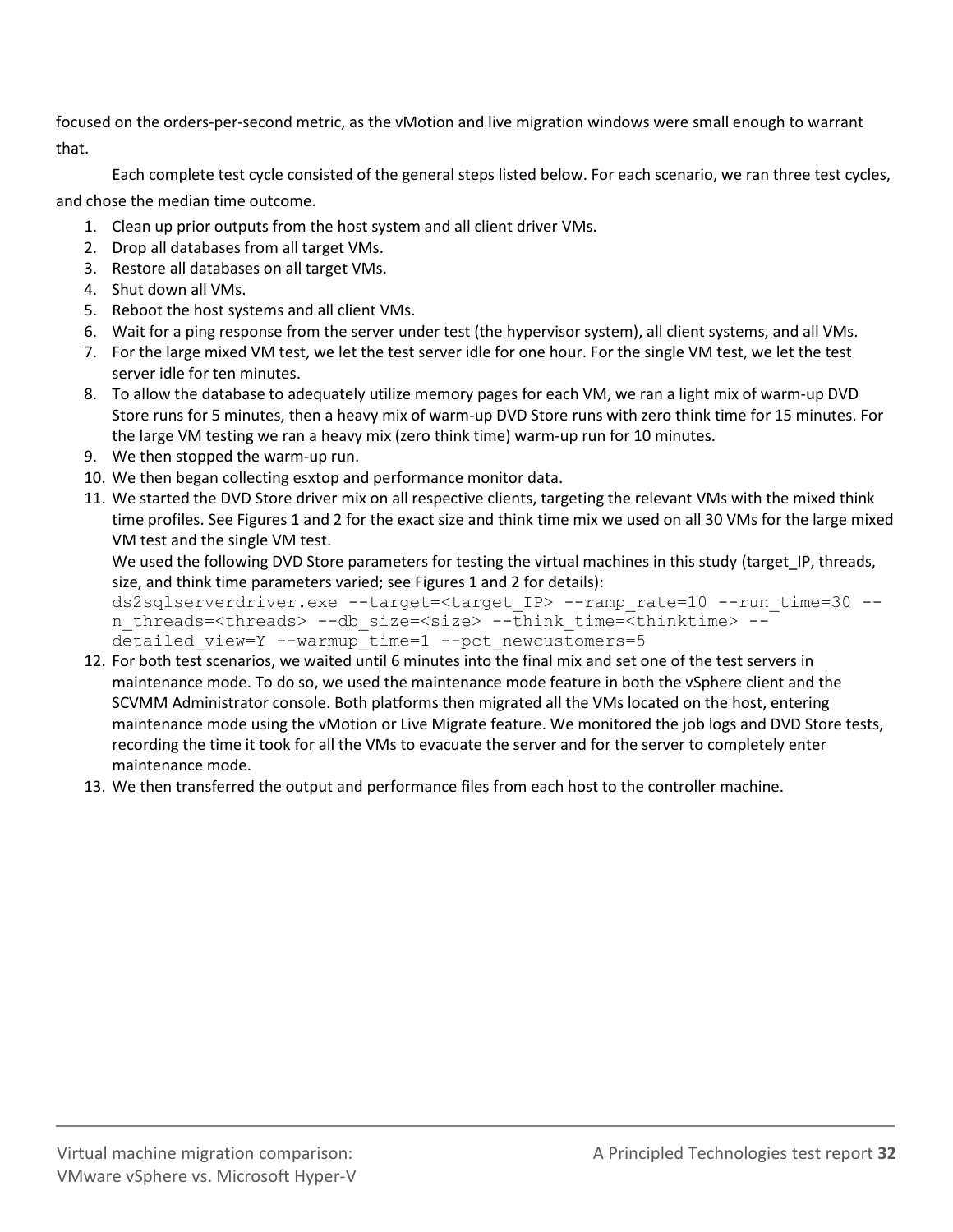focused on the orders-per-second metric, as the vMotion and live migration windows were small enough to warrant that.

Each complete test cycle consisted of the general steps listed below. For each scenario, we ran three test cycles, and chose the median time outcome.

1. Clean up prior outputs from the host system and all client driver VMs.
2. Drop all databases from all target VMs.
3. Restore all databases on all target VMs.
4. Shut down all VMs.
5. Reboot the host systems and all client VMs.
6. Wait for a ping response from the server under test (the hypervisor system), all client systems, and all VMs.
7. For the large mixed VM test, we let the test server idle for one hour. For the single VM test, we let the test server idle for ten minutes.
8. To allow the database to adequately utilize memory pages for each VM, we ran a light mix of warm-up DVD Store runs for 5 minutes, then a heavy mix of warm-up DVD Store runs with zero think time for 15 minutes. For the large VM testing we ran a heavy mix (zero think time) warm-up run for 10 minutes.
9. We then stopped the warm-up run.
10. We then began collecting esxtop and performance monitor data.
11. We started the DVD Store driver mix on all respective clients, targeting the relevant VMs with the mixed think time profiles. See Figures 1 and 2 for the exact size and think time mix we used on all 30 VMs for the large mixed VM test and the single VM test.
    We used the following DVD Store parameters for testing the virtual machines in this study (target_IP, threads, size, and think time parameters varied; see Figures 1 and 2 for details):
    ```
    ds2sqlserverdriver.exe --target=<target_IP> --ramp_rate=10 --run_time=30 --
    n_threads=<threads> --db_size=<size> --think_time=<thinktime> --
    detailed_view=Y --warmup_time=1 --pct_newcustomers=5
    ```
12. For both test scenarios, we waited until 6 minutes into the final mix and set one of the test servers in maintenance mode. To do so, we used the maintenance mode feature in both the vSphere client and the SCVMM Administrator console. Both platforms then migrated all the VMs located on the host, entering maintenance mode using the vMotion or Live Migrate feature. We monitored the job logs and DVD Store tests, recording the time it took for all the VMs to evacuate the server and for the server to completely enter maintenance mode.
13. We then transferred the output and performance files from each host to the controller machine.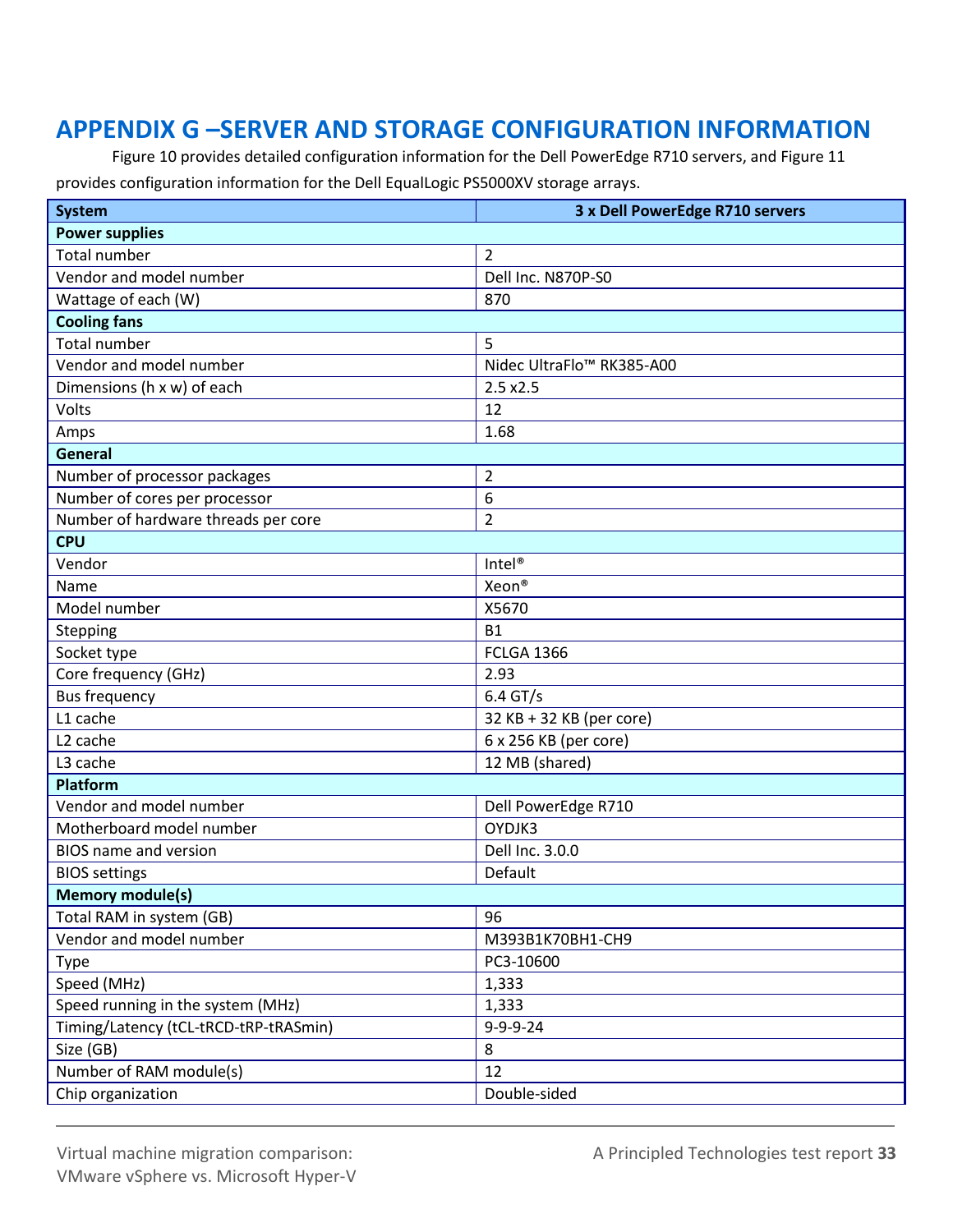# APPENDIX G –SERVER AND STORAGE CONFIGURATION INFORMATION

Figure 10 provides detailed configuration information for the Dell PowerEdge R710 servers, and Figure 11 provides configuration information for the Dell EqualLogic PS5000XV storage arrays.

| System | 3 x Dell PowerEdge R710 servers |
|---|---|
| **Power supplies** | |
| Total number | 2 |
| Vendor and model number | Dell Inc. N870P-S0 |
| Wattage of each (W) | 870 |
| **Cooling fans** | |
| Total number | 5 |
| Vendor and model number | Nidec UltraFlo™ RK385-A00 |
| Dimensions (h x w) of each | 2.5 x2.5 |
| Volts | 12 |
| Amps | 1.68 |
| **General** | |
| Number of processor packages | 2 |
| Number of cores per processor | 6 |
| Number of hardware threads per core | 2 |
| **CPU** | |
| Vendor | Intel® |
| Name | Xeon® |
| Model number | X5670 |
| Stepping | B1 |
| Socket type | FCLGA 1366 |
| Core frequency (GHz) | 2.93 |
| Bus frequency | 6.4 GT/s |
| L1 cache | 32 KB + 32 KB (per core) |
| L2 cache | 6 x 256 KB (per core) |
| L3 cache | 12 MB (shared) |
| **Platform** | |
| Vendor and model number | Dell PowerEdge R710 |
| Motherboard model number | OYDJK3 |
| BIOS name and version | Dell Inc. 3.0.0 |
| BIOS settings | Default |
| **Memory module(s)** | |
| Total RAM in system (GB) | 96 |
| Vendor and model number | M393B1K70BH1-CH9 |
| Type | PC3-10600 |
| Speed (MHz) | 1,333 |
| Speed running in the system (MHz) | 1,333 |
| Timing/Latency (tCL-tRCD-tRP-tRASmin) | 9-9-9-24 |
| Size (GB) | 8 |
| Number of RAM module(s) | 12 |
| Chip organization | Double-sided |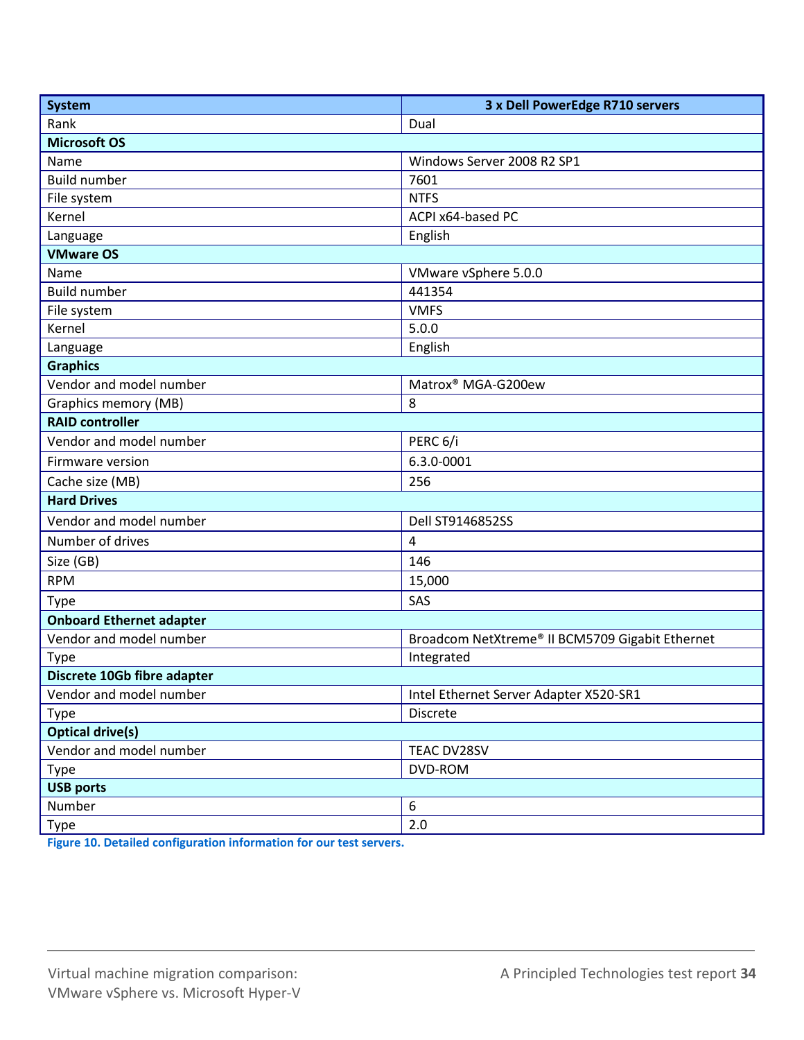| System | 3 x Dell PowerEdge R710 servers |
| --- | --- |
| Rank | Dual |
| **Microsoft OS** | |
| Name | Windows Server 2008 R2 SP1 |
| Build number | 7601 |
| File system | NTFS |
| Kernel | ACPI x64-based PC |
| Language | English |
| **VMware OS** | |
| Name | VMware vSphere 5.0.0 |
| Build number | 441354 |
| File system | VMFS |
| Kernel | 5.0.0 |
| Language | English |
| **Graphics** | |
| Vendor and model number | Matrox® MGA-G200ew |
| Graphics memory (MB) | 8 |
| **RAID controller** | |
| Vendor and model number | PERC 6/i |
| Firmware version | 6.3.0-0001 |
| Cache size (MB) | 256 |
| **Hard Drives** | |
| Vendor and model number | Dell ST9146852SS |
| Number of drives | 4 |
| Size (GB) | 146 |
| RPM | 15,000 |
| Type | SAS |
| **Onboard Ethernet adapter** | |
| Vendor and model number | Broadcom NetXtreme® II BCM5709 Gigabit Ethernet |
| Type | Integrated |
| **Discrete 10Gb fibre adapter** | |
| Vendor and model number | Intel Ethernet Server Adapter X520-SR1 |
| Type | Discrete |
| **Optical drive(s)** | |
| Vendor and model number | TEAC DV28SV |
| Type | DVD-ROM |
| **USB ports** | |
| Number | 6 |
| Type | 2.0 |

**Figure 10. Detailed configuration information for our test servers.**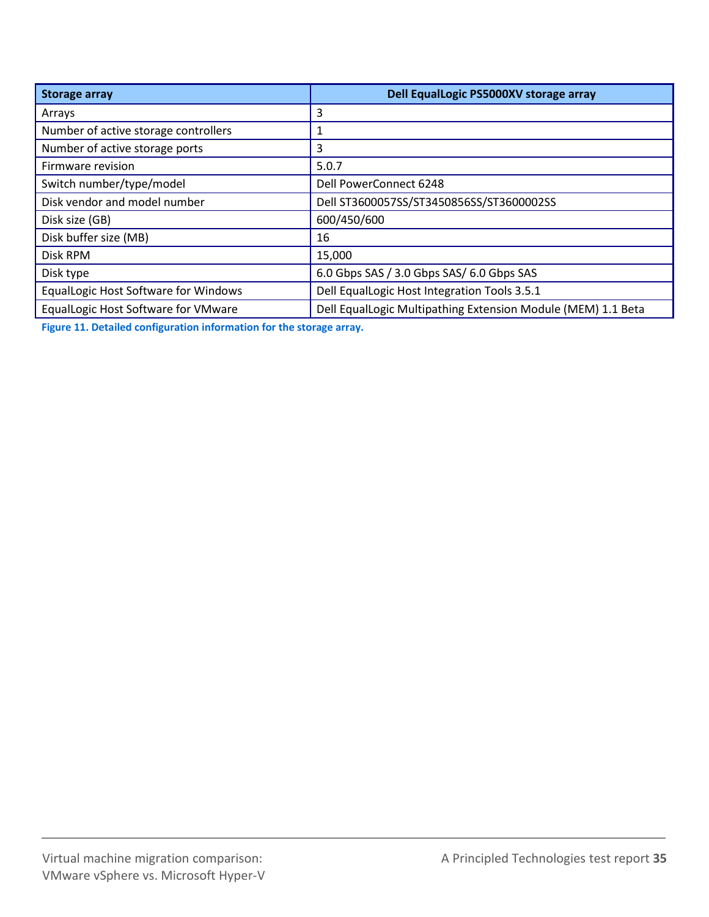| Storage array | Dell EqualLogic PS5000XV storage array |
| --- | --- |
| Arrays | 3 |
| Number of active storage controllers | 1 |
| Number of active storage ports | 3 |
| Firmware revision | 5.0.7 |
| Switch number/type/model | Dell PowerConnect 6248 |
| Disk vendor and model number | Dell ST3600057SS/ST3450856SS/ST3600002SS |
| Disk size (GB) | 600/450/600 |
| Disk buffer size (MB) | 16 |
| Disk RPM | 15,000 |
| Disk type | 6.0 Gbps SAS / 3.0 Gbps SAS/ 6.0 Gbps SAS |
| EqualLogic Host Software for Windows | Dell EqualLogic Host Integration Tools 3.5.1 |
| EqualLogic Host Software for VMware | Dell EqualLogic Multipathing Extension Module (MEM) 1.1 Beta |

**Figure 11. Detailed configuration information for the storage array.**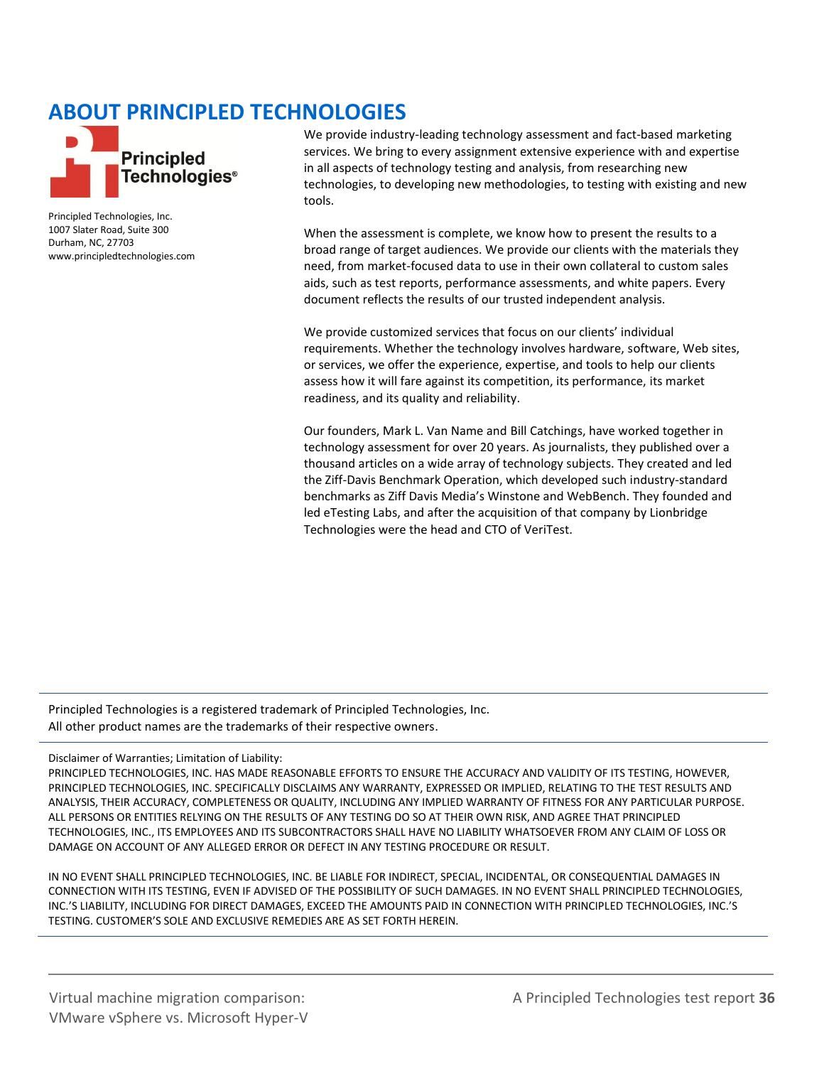## ABOUT PRINCIPLED TECHNOLOGIES

Principled Technologies®

Principled Technologies, Inc.
1007 Slater Road, Suite 300
Durham, NC, 27703
www.principledtechnologies.com

We provide industry-leading technology assessment and fact-based marketing services. We bring to every assignment extensive experience with and expertise in all aspects of technology testing and analysis, from researching new technologies, to developing new methodologies, to testing with existing and new tools.

When the assessment is complete, we know how to present the results to a broad range of target audiences. We provide our clients with the materials they need, from market-focused data to use in their own collateral to custom sales aids, such as test reports, performance assessments, and white papers. Every document reflects the results of our trusted independent analysis.

We provide customized services that focus on our clients' individual requirements. Whether the technology involves hardware, software, Web sites, or services, we offer the experience, expertise, and tools to help our clients assess how it will fare against its competition, its performance, its market readiness, and its quality and reliability.

Our founders, Mark L. Van Name and Bill Catchings, have worked together in technology assessment for over 20 years. As journalists, they published over a thousand articles on a wide array of technology subjects. They created and led the Ziff-Davis Benchmark Operation, which developed such industry-standard benchmarks as Ziff Davis Media's Winstone and WebBench. They founded and led eTesting Labs, and after the acquisition of that company by Lionbridge Technologies were the head and CTO of VeriTest.

---

Principled Technologies is a registered trademark of Principled Technologies, Inc.
All other product names are the trademarks of their respective owners.

---

Disclaimer of Warranties; Limitation of Liability:
PRINCIPLED TECHNOLOGIES, INC. HAS MADE REASONABLE EFFORTS TO ENSURE THE ACCURACY AND VALIDITY OF ITS TESTING, HOWEVER, PRINCIPLED TECHNOLOGIES, INC. SPECIFICALLY DISCLAIMS ANY WARRANTY, EXPRESSED OR IMPLIED, RELATING TO THE TEST RESULTS AND ANALYSIS, THEIR ACCURACY, COMPLETENESS OR QUALITY, INCLUDING ANY IMPLIED WARRANTY OF FITNESS FOR ANY PARTICULAR PURPOSE. ALL PERSONS OR ENTITIES RELYING ON THE RESULTS OF ANY TESTING DO SO AT THEIR OWN RISK, AND AGREE THAT PRINCIPLED TECHNOLOGIES, INC., ITS EMPLOYEES AND ITS SUBCONTRACTORS SHALL HAVE NO LIABILITY WHATSOEVER FROM ANY CLAIM OF LOSS OR DAMAGE ON ACCOUNT OF ANY ALLEGED ERROR OR DEFECT IN ANY TESTING PROCEDURE OR RESULT.

IN NO EVENT SHALL PRINCIPLED TECHNOLOGIES, INC. BE LIABLE FOR INDIRECT, SPECIAL, INCIDENTAL, OR CONSEQUENTIAL DAMAGES IN CONNECTION WITH ITS TESTING, EVEN IF ADVISED OF THE POSSIBILITY OF SUCH DAMAGES. IN NO EVENT SHALL PRINCIPLED TECHNOLOGIES, INC.'S LIABILITY, INCLUDING FOR DIRECT DAMAGES, EXCEED THE AMOUNTS PAID IN CONNECTION WITH PRINCIPLED TECHNOLOGIES, INC.'S TESTING. CUSTOMER'S SOLE AND EXCLUSIVE REMEDIES ARE AS SET FORTH HEREIN.